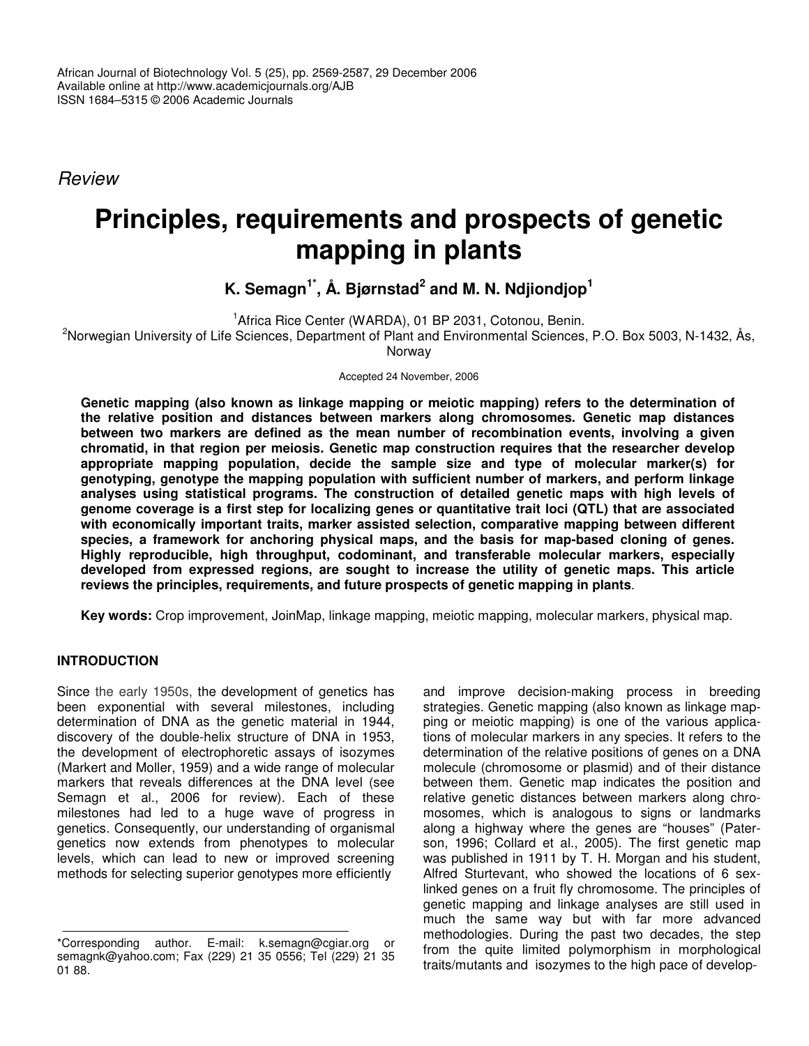African Journal of Biotechnology Vol. 5 (25), pp. 2569-2587, 29 December 2006
Available online at http://www.academicjournals.org/AJB
ISSN 1684–5315 © 2006 Academic Journals

*Review*

# Principles, requirements and prospects of genetic mapping in plants

**K. Semagn[1*], Å. Bjørnstad[2] and M. N. Ndjiondjop[1]**

[1]Africa Rice Center (WARDA), 01 BP 2031, Cotonou, Benin.
[2]Norwegian University of Life Sciences, Department of Plant and Environmental Sciences, P.O. Box 5003, N-1432, Ås, Norway

Accepted 24 November, 2006

**Genetic mapping (also known as linkage mapping or meiotic mapping) refers to the determination of the relative position and distances between markers along chromosomes. Genetic map distances between two markers are defined as the mean number of recombination events, involving a given chromatid, in that region per meiosis. Genetic map construction requires that the researcher develop appropriate mapping population, decide the sample size and type of molecular marker(s) for genotyping, genotype the mapping population with sufficient number of markers, and perform linkage analyses using statistical programs. The construction of detailed genetic maps with high levels of genome coverage is a first step for localizing genes or quantitative trait loci (QTL) that are associated with economically important traits, marker assisted selection, comparative mapping between different species, a framework for anchoring physical maps, and the basis for map-based cloning of genes. Highly reproducible, high throughput, codominant, and transferable molecular markers, especially developed from expressed regions, are sought to increase the utility of genetic maps. This article reviews the principles, requirements, and future prospects of genetic mapping in plants**.

**Key words:** Crop improvement, JoinMap, linkage mapping, meiotic mapping, molecular markers, physical map.

## INTRODUCTION

Since the early 1950s, the development of genetics has been exponential with several milestones, including determination of DNA as the genetic material in 1944, discovery of the double-helix structure of DNA in 1953, the development of electrophoretic assays of isozymes (Markert and Moller, 1959) and a wide range of molecular markers that reveals differences at the DNA level (see Semagn et al., 2006 for review). Each of these milestones had led to a huge wave of progress in genetics. Consequently, our understanding of organismal genetics now extends from phenotypes to molecular levels, which can lead to new or improved screening methods for selecting superior genotypes more efficiently and improve decision-making process in breeding strategies. Genetic mapping (also known as linkage mapping or meiotic mapping) is one of the various applications of molecular markers in any species. It refers to the determination of the relative positions of genes on a DNA molecule (chromosome or plasmid) and of their distance between them. Genetic map indicates the position and relative genetic distances between markers along chromosomes, which is analogous to signs or landmarks along a highway where the genes are "houses" (Paterson, 1996; Collard et al., 2005). The first genetic map was published in 1911 by T. H. Morgan and his student, Alfred Sturtevant, who showed the locations of 6 sex-linked genes on a fruit fly chromosome. The principles of genetic mapping and linkage analyses are still used in much the same way but with far more advanced methodologies. During the past two decades, the step from the quite limited polymorphism in morphological traits/mutants and isozymes to the high pace of develop-

*Corresponding author. E-mail: k.semagn@cgiar.org or semagnk@yahoo.com; Fax (229) 21 35 0556; Tel (229) 21 35 01 88.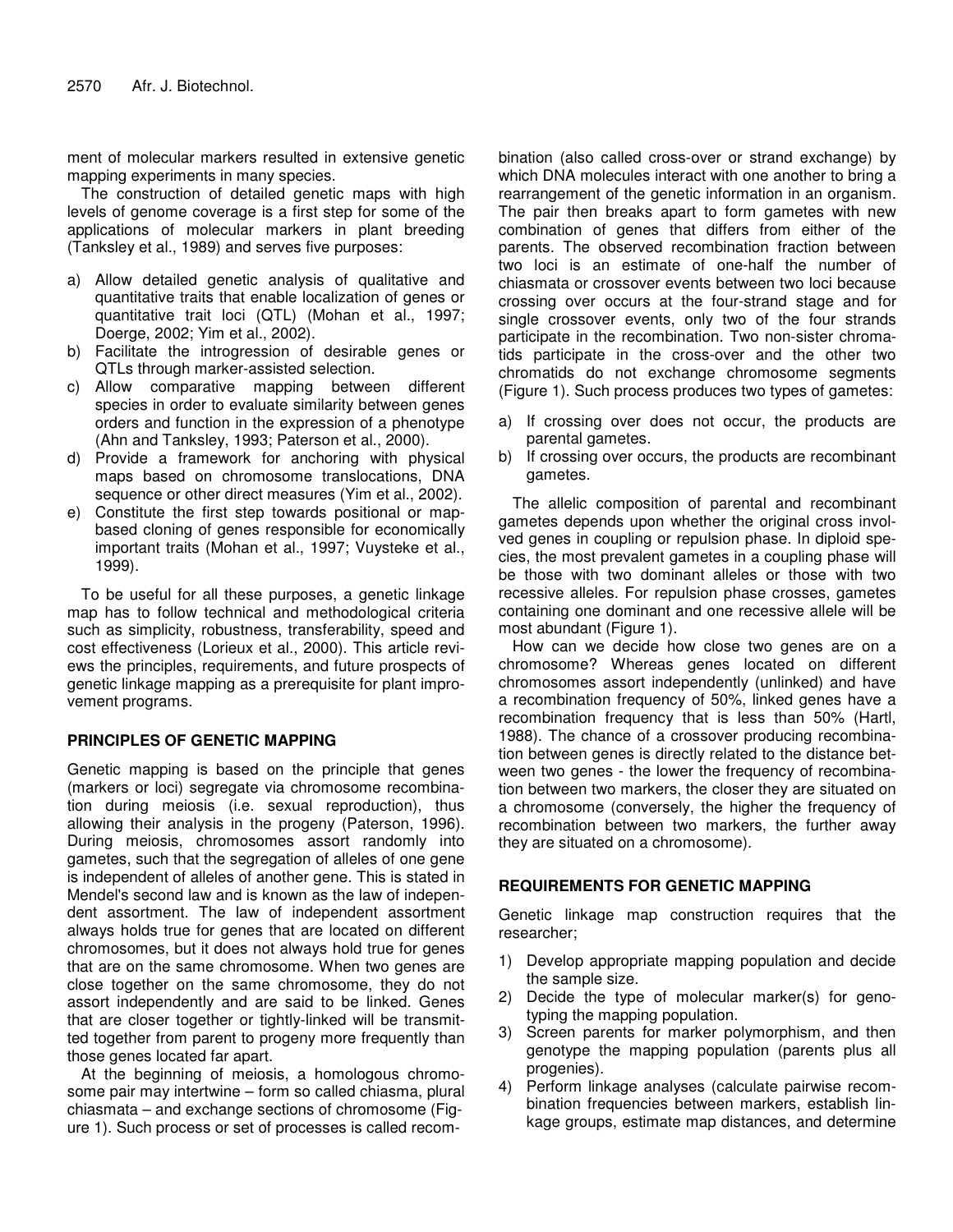ment of molecular markers resulted in extensive genetic mapping experiments in many species.

The construction of detailed genetic maps with high levels of genome coverage is a first step for some of the applications of molecular markers in plant breeding (Tanksley et al., 1989) and serves five purposes:

a) Allow detailed genetic analysis of qualitative and quantitative traits that enable localization of genes or quantitative trait loci (QTL) (Mohan et al., 1997; Doerge, 2002; Yim et al., 2002).
b) Facilitate the introgression of desirable genes or QTLs through marker-assisted selection.
c) Allow comparative mapping between different species in order to evaluate similarity between genes orders and function in the expression of a phenotype (Ahn and Tanksley, 1993; Paterson et al., 2000).
d) Provide a framework for anchoring with physical maps based on chromosome translocations, DNA sequence or other direct measures (Yim et al., 2002).
e) Constitute the first step towards positional or map-based cloning of genes responsible for economically important traits (Mohan et al., 1997; Vuysteke et al., 1999).

To be useful for all these purposes, a genetic linkage map has to follow technical and methodological criteria such as simplicity, robustness, transferability, speed and cost effectiveness (Lorieux et al., 2000). This article reviews the principles, requirements, and future prospects of genetic linkage mapping as a prerequisite for plant improvement programs.

## PRINCIPLES OF GENETIC MAPPING

Genetic mapping is based on the principle that genes (markers or loci) segregate via chromosome recombination during meiosis (i.e. sexual reproduction), thus allowing their analysis in the progeny (Paterson, 1996). During meiosis, chromosomes assort randomly into gametes, such that the segregation of alleles of one gene is independent of alleles of another gene. This is stated in Mendel's second law and is known as the law of independent assortment. The law of independent assortment always holds true for genes that are located on different chromosomes, but it does not always hold true for genes that are on the same chromosome. When two genes are close together on the same chromosome, they do not assort independently and are said to be linked. Genes that are closer together or tightly-linked will be transmitted together from parent to progeny more frequently than those genes located far apart.

At the beginning of meiosis, a homologous chromosome pair may intertwine – form so called chiasma, plural chiasmata – and exchange sections of chromosome (Figure 1). Such process or set of processes is called recombination (also called cross-over or strand exchange) by which DNA molecules interact with one another to bring a rearrangement of the genetic information in an organism. The pair then breaks apart to form gametes with new combination of genes that differs from either of the parents. The observed recombination fraction between two loci is an estimate of one-half the number of chiasmata or crossover events between two loci because crossing over occurs at the four-strand stage and for single crossover events, only two of the four strands participate in the recombination. Two non-sister chromatids participate in the cross-over and the other two chromatids do not exchange chromosome segments (Figure 1). Such process produces two types of gametes:

a) If crossing over does not occur, the products are parental gametes.
b) If crossing over occurs, the products are recombinant gametes.

The allelic composition of parental and recombinant gametes depends upon whether the original cross involved genes in coupling or repulsion phase. In diploid species, the most prevalent gametes in a coupling phase will be those with two dominant alleles or those with two recessive alleles. For repulsion phase crosses, gametes containing one dominant and one recessive allele will be most abundant (Figure 1).

How can we decide how close two genes are on a chromosome? Whereas genes located on different chromosomes assort independently (unlinked) and have a recombination frequency of 50%, linked genes have a recombination frequency that is less than 50% (Hartl, 1988). The chance of a crossover producing recombination between genes is directly related to the distance between two genes - the lower the frequency of recombination between two markers, the closer they are situated on a chromosome (conversely, the higher the frequency of recombination between two markers, the further away they are situated on a chromosome).

## REQUIREMENTS FOR GENETIC MAPPING

Genetic linkage map construction requires that the researcher;

1) Develop appropriate mapping population and decide the sample size.
2) Decide the type of molecular marker(s) for genotyping the mapping population.
3) Screen parents for marker polymorphism, and then genotype the mapping population (parents plus all progenies).
4) Perform linkage analyses (calculate pairwise recombination frequencies between markers, establish linkage groups, estimate map distances, and determine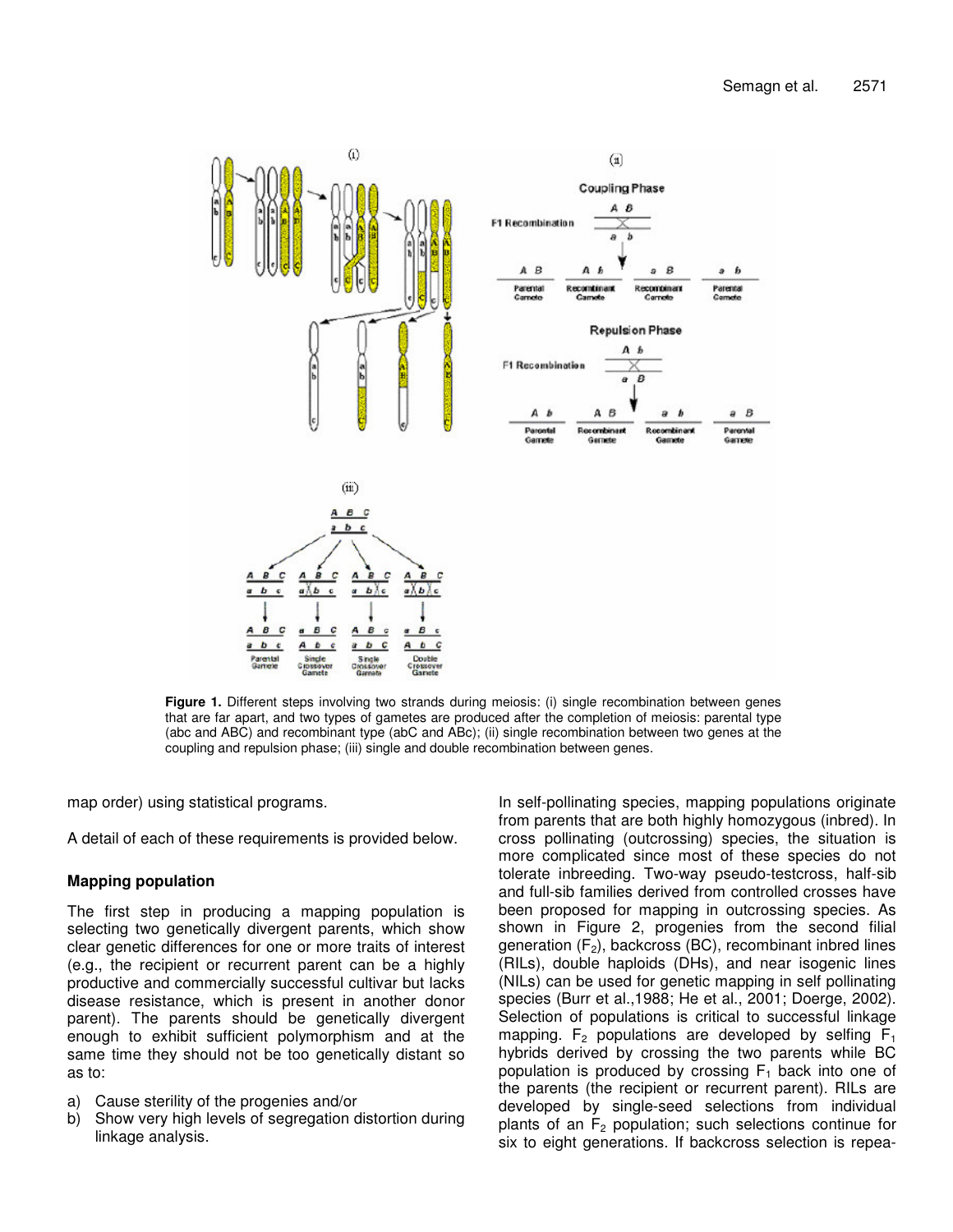**Figure 1.** Different steps involving two strands during meiosis: (i) single recombination between genes that are far apart, and two types of gametes are produced after the completion of meiosis: parental type (abc and ABC) and recombinant type (abC and ABc); (ii) single recombination between two genes at the coupling and repulsion phase; (iii) single and double recombination between genes.

map order) using statistical programs.

A detail of each of these requirements is provided below.

### Mapping population

The first step in producing a mapping population is selecting two genetically divergent parents, which show clear genetic differences for one or more traits of interest (e.g., the recipient or recurrent parent can be a highly productive and commercially successful cultivar but lacks disease resistance, which is present in another donor parent). The parents should be genetically divergent enough to exhibit sufficient polymorphism and at the same time they should not be too genetically distant so as to:

a) Cause sterility of the progenies and/or
b) Show very high levels of segregation distortion during linkage analysis.

In self-pollinating species, mapping populations originate from parents that are both highly homozygous (inbred). In cross pollinating (outcrossing) species, the situation is more complicated since most of these species do not tolerate inbreeding. Two-way pseudo-testcross, half-sib and full-sib families derived from controlled crosses have been proposed for mapping in outcrossing species. As shown in Figure 2, progenies from the second filial generation ($F_2$), backcross (BC), recombinant inbred lines (RILs), double haploids (DHs), and near isogenic lines (NILs) can be used for genetic mapping in self pollinating species (Burr et al.,1988; He et al., 2001; Doerge, 2002). Selection of populations is critical to successful linkage mapping. $F_2$ populations are developed by selfing $F_1$ hybrids derived by crossing the two parents while BC population is produced by crossing $F_1$ back into one of the parents (the recipient or recurrent parent). RILs are developed by single-seed selections from individual plants of an $F_2$ population; such selections continue for six to eight generations. If backcross selection is repea-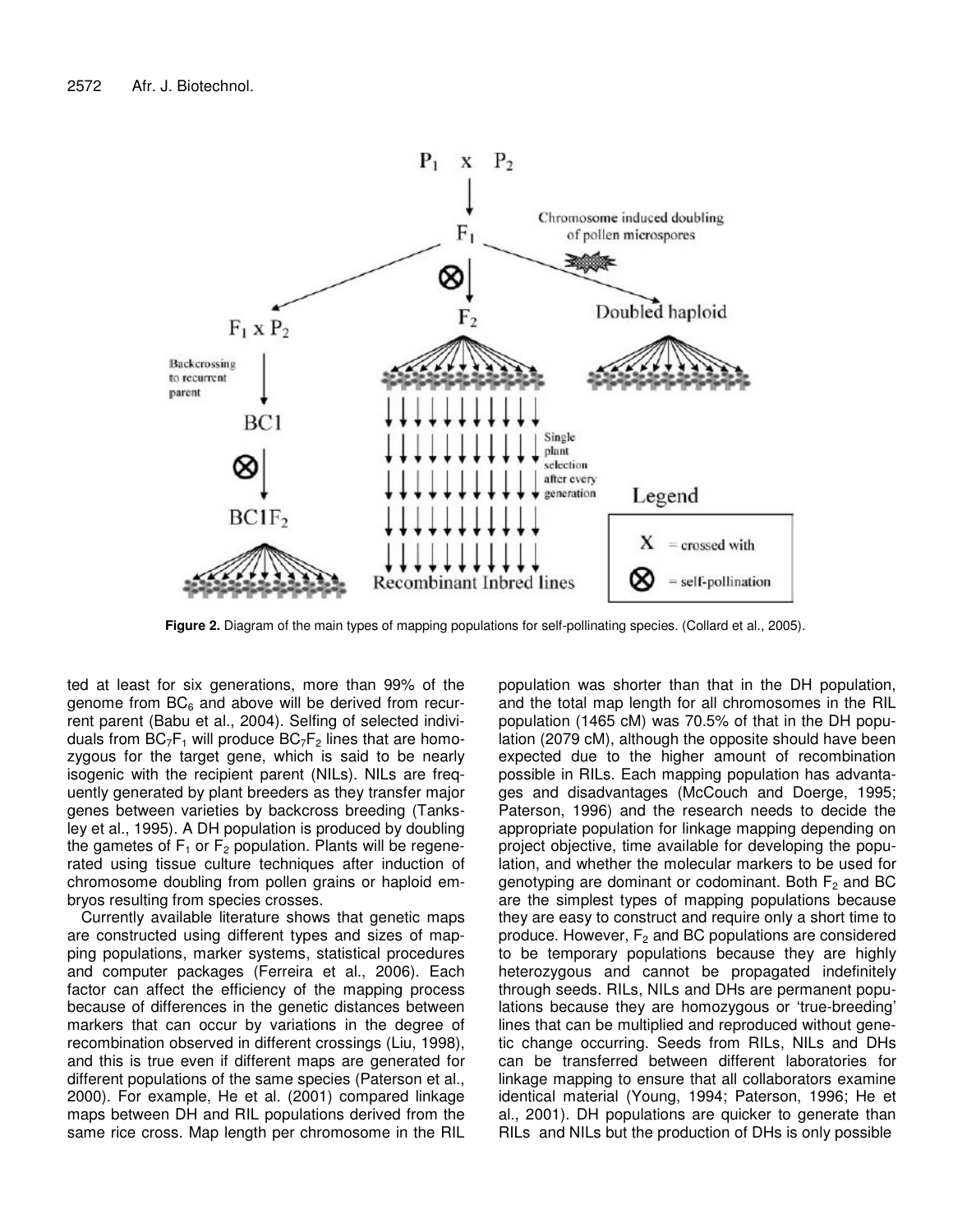**Figure 2.** Diagram of the main types of mapping populations for self-pollinating species. (Collard et al., 2005).

ted at least for six generations, more than 99% of the genome from $BC_6$ and above will be derived from recurrent parent (Babu et al., 2004). Selfing of selected individuals from $BC_7F_1$ will produce $BC_7F_2$ lines that are homozygous for the target gene, which is said to be nearly isogenic with the recipient parent (NILs). NILs are frequently generated by plant breeders as they transfer major genes between varieties by backcross breeding (Tanksley et al., 1995). A DH population is produced by doubling the gametes of $F_1$ or $F_2$ population. Plants will be regenerated using tissue culture techniques after induction of chromosome doubling from pollen grains or haploid embryos resulting from species crosses.

Currently available literature shows that genetic maps are constructed using different types and sizes of mapping populations, marker systems, statistical procedures and computer packages (Ferreira et al., 2006). Each factor can affect the efficiency of the mapping process because of differences in the genetic distances between markers that can occur by variations in the degree of recombination observed in different crossings (Liu, 1998), and this is true even if different maps are generated for different populations of the same species (Paterson et al., 2000). For example, He et al. (2001) compared linkage maps between DH and RIL populations derived from the same rice cross. Map length per chromosome in the RIL population was shorter than that in the DH population, and the total map length for all chromosomes in the RIL population (1465 cM) was 70.5% of that in the DH population (2079 cM), although the opposite should have been expected due to the higher amount of recombination possible in RILs. Each mapping population has advantages and disadvantages (McCouch and Doerge, 1995; Paterson, 1996) and the research needs to decide the appropriate population for linkage mapping depending on project objective, time available for developing the population, and whether the molecular markers to be used for genotyping are dominant or codominant. Both $F_2$ and BC are the simplest types of mapping populations because they are easy to construct and require only a short time to produce. However, $F_2$ and BC populations are considered to be temporary populations because they are highly heterozygous and cannot be propagated indefinitely through seeds. RILs, NILs and DHs are permanent populations because they are homozygous or 'true-breeding' lines that can be multiplied and reproduced without genetic change occurring. Seeds from RILs, NILs and DHs can be transferred between different laboratories for linkage mapping to ensure that all collaborators examine identical material (Young, 1994; Paterson, 1996; He et al., 2001). DH populations are quicker to generate than RILs and NILs but the production of DHs is only possible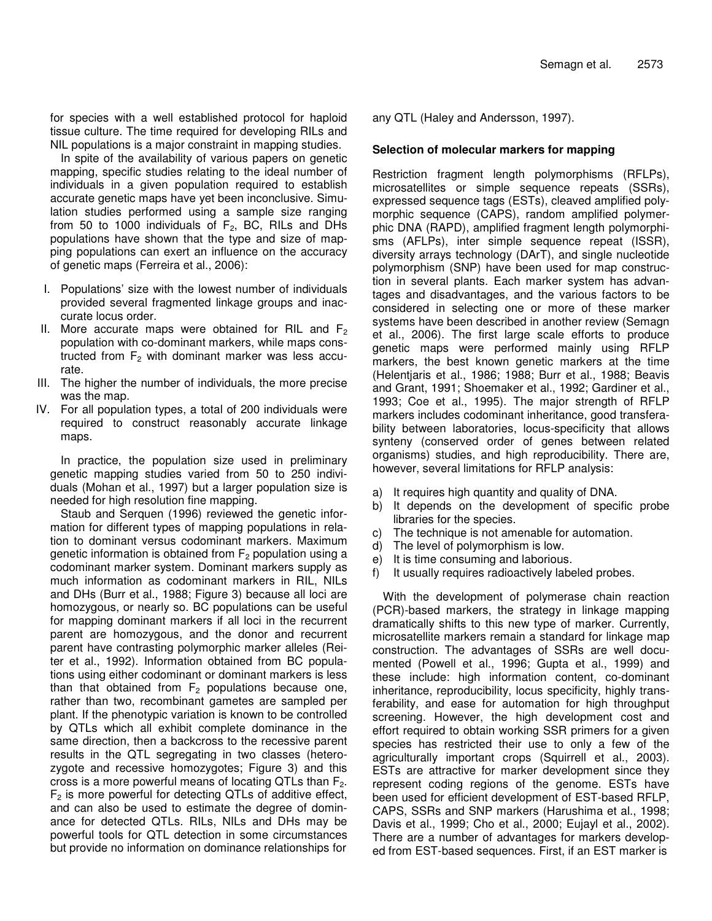for species with a well established protocol for haploid tissue culture. The time required for developing RILs and NIL populations is a major constraint in mapping studies.

In spite of the availability of various papers on genetic mapping, specific studies relating to the ideal number of individuals in a given population required to establish accurate genetic maps have yet been inconclusive. Simulation studies performed using a sample size ranging from 50 to 1000 individuals of $F_2$, BC, RILs and DHs populations have shown that the type and size of mapping populations can exert an influence on the accuracy of genetic maps (Ferreira et al., 2006):

I. Populations' size with the lowest number of individuals provided several fragmented linkage groups and inaccurate locus order.
II. More accurate maps were obtained for RIL and $F_2$ population with co-dominant markers, while maps constructed from $F_2$ with dominant marker was less accurate.
III. The higher the number of individuals, the more precise was the map.
IV. For all population types, a total of 200 individuals were required to construct reasonably accurate linkage maps.

In practice, the population size used in preliminary genetic mapping studies varied from 50 to 250 individuals (Mohan et al., 1997) but a larger population size is needed for high resolution fine mapping.

Staub and Serquen (1996) reviewed the genetic information for different types of mapping populations in relation to dominant versus codominant markers. Maximum genetic information is obtained from $F_2$ population using a codominant marker system. Dominant markers supply as much information as codominant markers in RIL, NILs and DHs (Burr et al., 1988; Figure 3) because all loci are homozygous, or nearly so. BC populations can be useful for mapping dominant markers if all loci in the recurrent parent are homozygous, and the donor and recurrent parent have contrasting polymorphic marker alleles (Reiter et al., 1992). Information obtained from BC populations using either codominant or dominant markers is less than that obtained from $F_2$ populations because one, rather than two, recombinant gametes are sampled per plant. If the phenotypic variation is known to be controlled by QTLs which all exhibit complete dominance in the same direction, then a backcross to the recessive parent results in the QTL segregating in two classes (heterozygote and recessive homozygotes; Figure 3) and this cross is a more powerful means of locating QTLs than $F_2$. $F_2$ is more powerful for detecting QTLs of additive effect, and can also be used to estimate the degree of dominance for detected QTLs. RILs, NILs and DHs may be powerful tools for QTL detection in some circumstances but provide no information on dominance relationships for any QTL (Haley and Andersson, 1997).

## Selection of molecular markers for mapping

Restriction fragment length polymorphisms (RFLPs), microsatellites or simple sequence repeats (SSRs), expressed sequence tags (ESTs), cleaved amplified polymorphic sequence (CAPS), random amplified polymerphic DNA (RAPD), amplified fragment length polymorphisms (AFLPs), inter simple sequence repeat (ISSR), diversity arrays technology (DArT), and single nucleotide polymorphism (SNP) have been used for map construction in several plants. Each marker system has advantages and disadvantages, and the various factors to be considered in selecting one or more of these marker systems have been described in another review (Semagn et al., 2006). The first large scale efforts to produce genetic maps were performed mainly using RFLP markers, the best known genetic markers at the time (Helentjaris et al., 1986; 1988; Burr et al., 1988; Beavis and Grant, 1991; Shoemaker et al., 1992; Gardiner et al., 1993; Coe et al., 1995). The major strength of RFLP markers includes codominant inheritance, good transferability between laboratories, locus-specificity that allows synteny (conserved order of genes between related organisms) studies, and high reproducibility. There are, however, several limitations for RFLP analysis:

a) It requires high quantity and quality of DNA.
b) It depends on the development of specific probe libraries for the species.
c) The technique is not amenable for automation.
d) The level of polymorphism is low.
e) It is time consuming and laborious.
f) It usually requires radioactively labeled probes.

With the development of polymerase chain reaction (PCR)-based markers, the strategy in linkage mapping dramatically shifts to this new type of marker. Currently, microsatellite markers remain a standard for linkage map construction. The advantages of SSRs are well documented (Powell et al., 1996; Gupta et al., 1999) and these include: high information content, co-dominant inheritance, reproducibility, locus specificity, highly transferability, and ease for automation for high throughput screening. However, the high development cost and effort required to obtain working SSR primers for a given species has restricted their use to only a few of the agriculturally important crops (Squirrell et al., 2003). ESTs are attractive for marker development since they represent coding regions of the genome. ESTs have been used for efficient development of EST-based RFLP, CAPS, SSRs and SNP markers (Harushima et al., 1998; Davis et al., 1999; Cho et al., 2000; Eujayl et al., 2002). There are a number of advantages for markers developed from EST-based sequences. First, if an EST marker is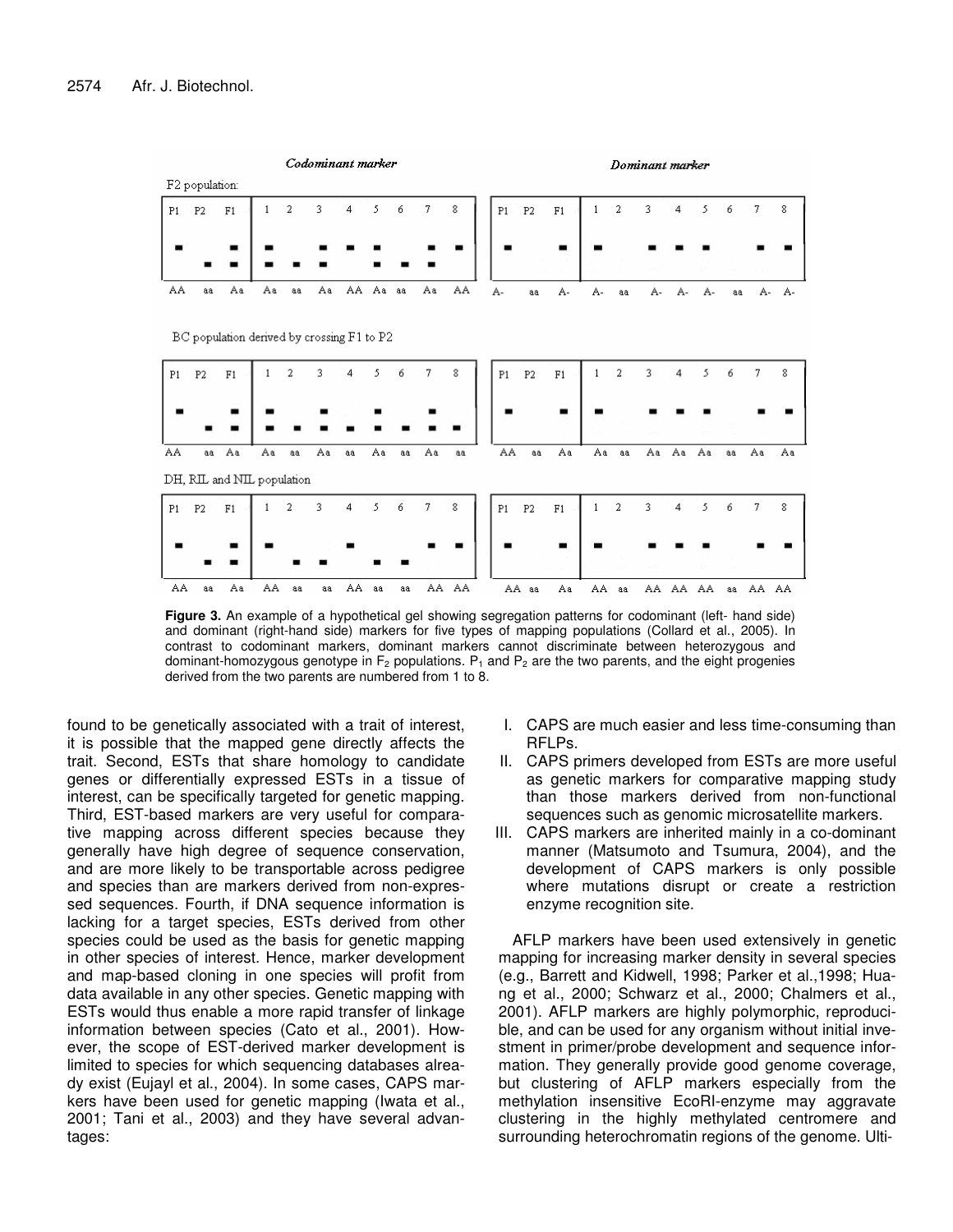**Figure 3.** An example of a hypothetical gel showing segregation patterns for codominant (left- hand side) and dominant (right-hand side) markers for five types of mapping populations (Collard et al., 2005). In contrast to codominant markers, dominant markers cannot discriminate between heterozygous and dominant-homozygous genotype in $F_2$ populations. $P_1$ and $P_2$ are the two parents, and the eight progenies derived from the two parents are numbered from 1 to 8.

found to be genetically associated with a trait of interest, it is possible that the mapped gene directly affects the trait. Second, ESTs that share homology to candidate genes or differentially expressed ESTs in a tissue of interest, can be specifically targeted for genetic mapping. Third, EST-based markers are very useful for comparative mapping across different species because they generally have high degree of sequence conservation, and are more likely to be transportable across pedigree and species than are markers derived from non-expressed sequences. Fourth, if DNA sequence information is lacking for a target species, ESTs derived from other species could be used as the basis for genetic mapping in other species of interest. Hence, marker development and map-based cloning in one species will profit from data available in any other species. Genetic mapping with ESTs would thus enable a more rapid transfer of linkage information between species (Cato et al., 2001). However, the scope of EST-derived marker development is limited to species for which sequencing databases already exist (Eujayl et al., 2004). In some cases, CAPS markers have been used for genetic mapping (Iwata et al., 2001; Tani et al., 2003) and they have several advantages:

I. CAPS are much easier and less time-consuming than RFLPs.
II. CAPS primers developed from ESTs are more useful as genetic markers for comparative mapping study than those markers derived from non-functional sequences such as genomic microsatellite markers.
III. CAPS markers are inherited mainly in a co-dominant manner (Matsumoto and Tsumura, 2004), and the development of CAPS markers is only possible where mutations disrupt or create a restriction enzyme recognition site.

AFLP markers have been used extensively in genetic mapping for increasing marker density in several species (e.g., Barrett and Kidwell, 1998; Parker et al.,1998; Huang et al., 2000; Schwarz et al., 2000; Chalmers et al., 2001). AFLP markers are highly polymorphic, reproducible, and can be used for any organism without initial investment in primer/probe development and sequence information. They generally provide good genome coverage, but clustering of AFLP markers especially from the methylation insensitive EcoRI-enzyme may aggravate clustering in the highly methylated centromere and surrounding heterochromatin regions of the genome. Ulti-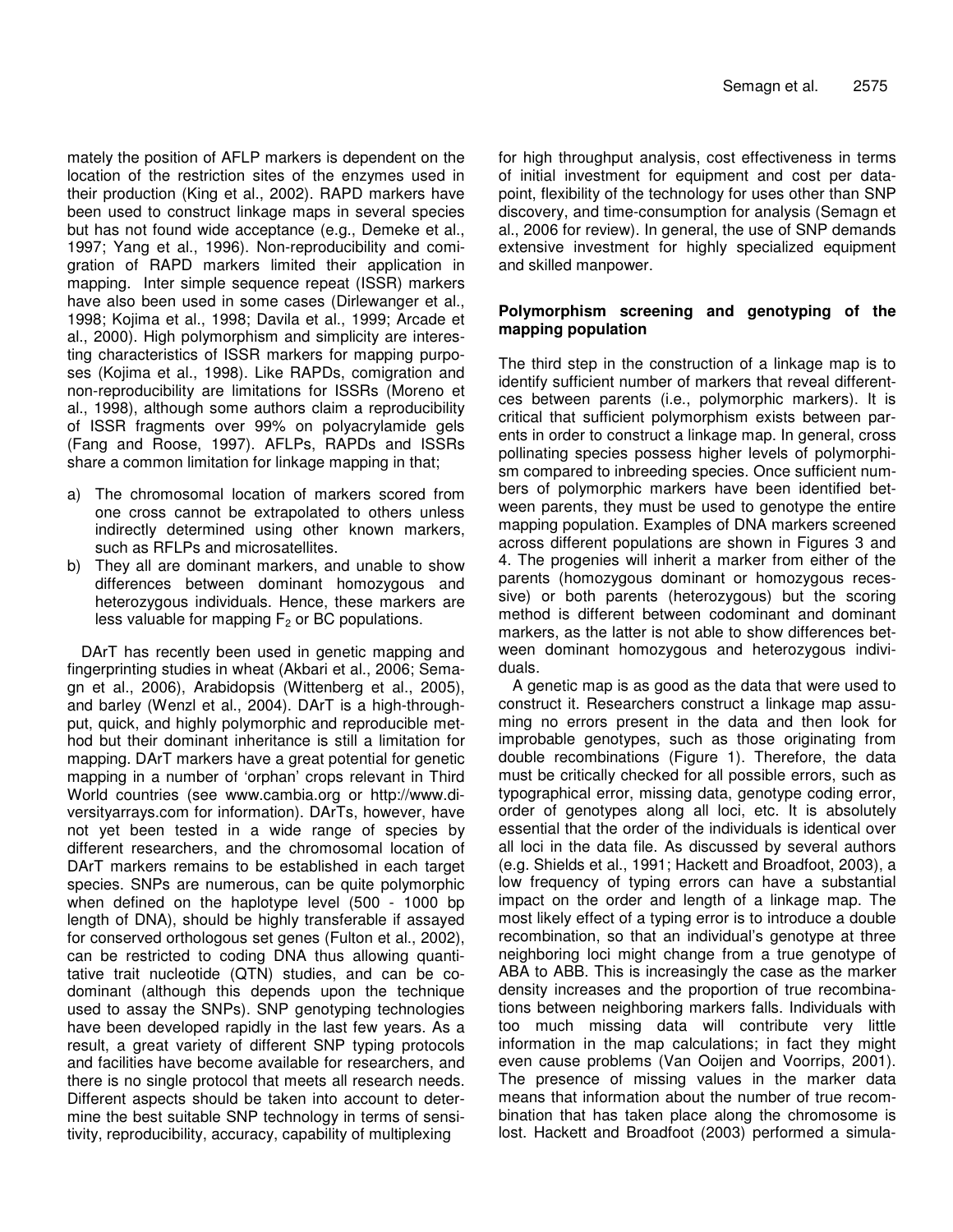mately the position of AFLP markers is dependent on the location of the restriction sites of the enzymes used in their production (King et al., 2002). RAPD markers have been used to construct linkage maps in several species but has not found wide acceptance (e.g., Demeke et al., 1997; Yang et al., 1996). Non-reproducibility and comigration of RAPD markers limited their application in mapping. Inter simple sequence repeat (ISSR) markers have also been used in some cases (Dirlewanger et al., 1998; Kojima et al., 1998; Davila et al., 1999; Arcade et al., 2000). High polymorphism and simplicity are interesting characteristics of ISSR markers for mapping purposes (Kojima et al., 1998). Like RAPDs, comigration and non-reproducibility are limitations for ISSRs (Moreno et al., 1998), although some authors claim a reproducibility of ISSR fragments over 99% on polyacrylamide gels (Fang and Roose, 1997). AFLPs, RAPDs and ISSRs share a common limitation for linkage mapping in that;

a) The chromosomal location of markers scored from one cross cannot be extrapolated to others unless indirectly determined using other known markers, such as RFLPs and microsatellites.
b) They all are dominant markers, and unable to show differences between dominant homozygous and heterozygous individuals. Hence, these markers are less valuable for mapping $F_2$ or BC populations.

DArT has recently been used in genetic mapping and fingerprinting studies in wheat (Akbari et al., 2006; Semagn et al., 2006), Arabidopsis (Wittenberg et al., 2005), and barley (Wenzl et al., 2004). DArT is a high-throughput, quick, and highly polymorphic and reproducible method but their dominant inheritance is still a limitation for mapping. DArT markers have a great potential for genetic mapping in a number of 'orphan' crops relevant in Third World countries (see www.cambia.org or http://www.diversityarrays.com for information). DArTs, however, have not yet been tested in a wide range of species by different researchers, and the chromosomal location of DArT markers remains to be established in each target species. SNPs are numerous, can be quite polymorphic when defined on the haplotype level (500 - 1000 bp length of DNA), should be highly transferable if assayed for conserved orthologous set genes (Fulton et al., 2002), can be restricted to coding DNA thus allowing quantitative trait nucleotide (QTN) studies, and can be codominant (although this depends upon the technique used to assay the SNPs). SNP genotyping technologies have been developed rapidly in the last few years. As a result, a great variety of different SNP typing protocols and facilities have become available for researchers, and there is no single protocol that meets all research needs. Different aspects should be taken into account to determine the best suitable SNP technology in terms of sensitivity, reproducibility, accuracy, capability of multiplexing for high throughput analysis, cost effectiveness in terms of initial investment for equipment and cost per datapoint, flexibility of the technology for uses other than SNP discovery, and time-consumption for analysis (Semagn et al., 2006 for review). In general, the use of SNP demands extensive investment for highly specialized equipment and skilled manpower.

## Polymorphism screening and genotyping of the mapping population

The third step in the construction of a linkage map is to identify sufficient number of markers that reveal differentces between parents (i.e., polymorphic markers). It is critical that sufficient polymorphism exists between parents in order to construct a linkage map. In general, cross pollinating species possess higher levels of polymorphism compared to inbreeding species. Once sufficient numbers of polymorphic markers have been identified between parents, they must be used to genotype the entire mapping population. Examples of DNA markers screened across different populations are shown in Figures 3 and 4. The progenies will inherit a marker from either of the parents (homozygous dominant or homozygous recessive) or both parents (heterozygous) but the scoring method is different between codominant and dominant markers, as the latter is not able to show differences between dominant homozygous and heterozygous individuals.

A genetic map is as good as the data that were used to construct it. Researchers construct a linkage map assuming no errors present in the data and then look for improbable genotypes, such as those originating from double recombinations (Figure 1). Therefore, the data must be critically checked for all possible errors, such as typographical error, missing data, genotype coding error, order of genotypes along all loci, etc. It is absolutely essential that the order of the individuals is identical over all loci in the data file. As discussed by several authors (e.g. Shields et al., 1991; Hackett and Broadfoot, 2003), a low frequency of typing errors can have a substantial impact on the order and length of a linkage map. The most likely effect of a typing error is to introduce a double recombination, so that an individual's genotype at three neighboring loci might change from a true genotype of ABA to ABB. This is increasingly the case as the marker density increases and the proportion of true recombinations between neighboring markers falls. Individuals with too much missing data will contribute very little information in the map calculations; in fact they might even cause problems (Van Ooijen and Voorrips, 2001). The presence of missing values in the marker data means that information about the number of true recombination that has taken place along the chromosome is lost. Hackett and Broadfoot (2003) performed a simula-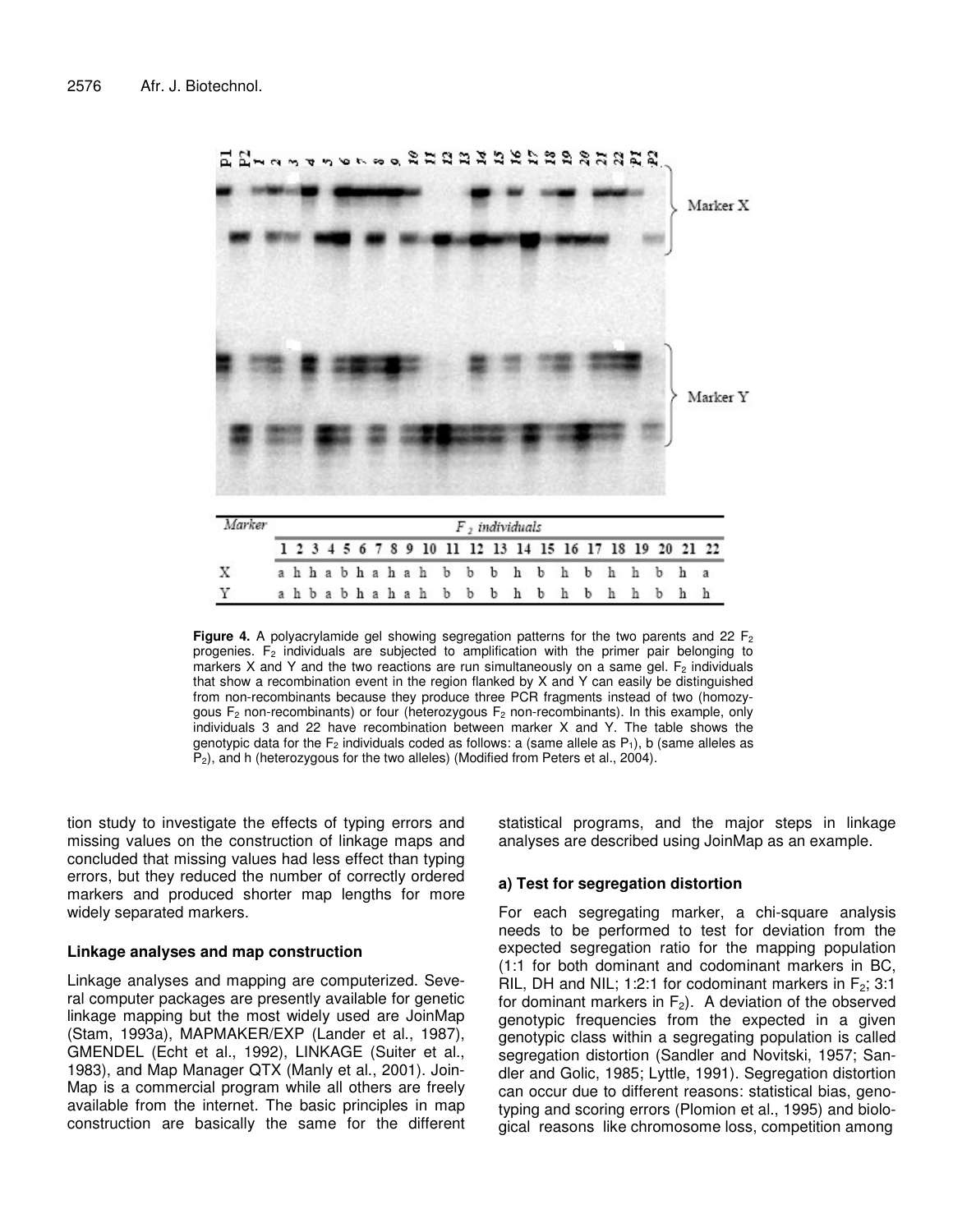| Marker | F $_2$ individuals | | | | | | | | | | | | | | | | | | | | | |
|---|---|---|---|---|---|---|---|---|---|---|---|---|---|---|---|---|---|---|---|---|---|---|
| | 1 | 2 | 3 | 4 | 5 | 6 | 7 | 8 | 9 | 10 | 11 | 12 | 13 | 14 | 15 | 16 | 17 | 18 | 19 | 20 | 21 | 22 |
| X | a | h | h | a | b | h | a | h | a | h | b | b | b | h | b | h | b | h | h | b | h | a |
| Y | a | h | b | a | b | h | a | h | a | h | b | b | b | h | b | h | b | h | h | b | h | h |

**Figure 4.** A polyacrylamide gel showing segregation patterns for the two parents and 22 $F_2$ progenies. $F_2$ individuals are subjected to amplification with the primer pair belonging to markers X and Y and the two reactions are run simultaneously on a same gel. $F_2$ individuals that show a recombination event in the region flanked by X and Y can easily be distinguished from non-recombinants because they produce three PCR fragments instead of two (homozygous $F_2$ non-recombinants) or four (heterozygous $F_2$ non-recombinants). In this example, only individuals 3 and 22 have recombination between marker X and Y. The table shows the genotypic data for the $F_2$ individuals coded as follows: a (same allele as $P_1$), b (same alleles as $P_2$), and h (heterozygous for the two alleles) (Modified from Peters et al., 2004).

tion study to investigate the effects of typing errors and missing values on the construction of linkage maps and concluded that missing values had less effect than typing errors, but they reduced the number of correctly ordered markers and produced shorter map lengths for more widely separated markers.

### Linkage analyses and map construction

Linkage analyses and mapping are computerized. Several computer packages are presently available for genetic linkage mapping but the most widely used are JoinMap (Stam, 1993a), MAPMAKER/EXP (Lander et al., 1987), GMENDEL (Echt et al., 1992), LINKAGE (Suiter et al., 1983), and Map Manager QTX (Manly et al., 2001). JoinMap is a commercial program while all others are freely available from the internet. The basic principles in map construction are basically the same for the different statistical programs, and the major steps in linkage analyses are described using JoinMap as an example.

#### a) Test for segregation distortion

For each segregating marker, a chi-square analysis needs to be performed to test for deviation from the expected segregation ratio for the mapping population (1:1 for both dominant and codominant markers in BC, RIL, DH and NIL; 1:2:1 for codominant markers in $F_2$; 3:1 for dominant markers in $F_2$). A deviation of the observed genotypic frequencies from the expected in a given genotypic class within a segregating population is called segregation distortion (Sandler and Novitski, 1957; Sandler and Golic, 1985; Lyttle, 1991). Segregation distortion can occur due to different reasons: statistical bias, genotyping and scoring errors (Plomion et al., 1995) and biological reasons like chromosome loss, competition among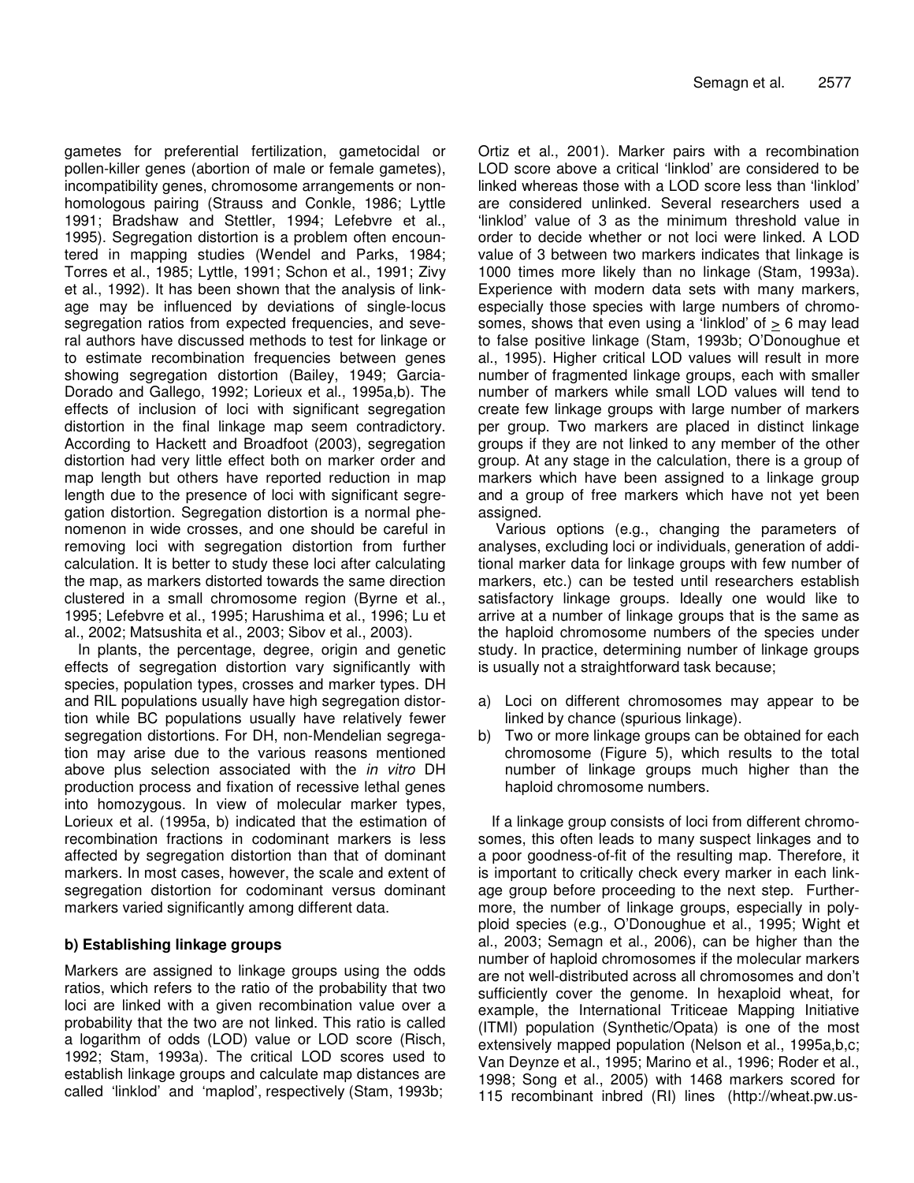gametes for preferential fertilization, gametocidal or pollen-killer genes (abortion of male or female gametes), incompatibility genes, chromosome arrangements or non-homologous pairing (Strauss and Conkle, 1986; Lyttle 1991; Bradshaw and Stettler, 1994; Lefebvre et al., 1995). Segregation distortion is a problem often encountered in mapping studies (Wendel and Parks, 1984; Torres et al., 1985; Lyttle, 1991; Schon et al., 1991; Zivy et al., 1992). It has been shown that the analysis of linkage may be influenced by deviations of single-locus segregation ratios from expected frequencies, and several authors have discussed methods to test for linkage or to estimate recombination frequencies between genes showing segregation distortion (Bailey, 1949; Garcia-Dorado and Gallego, 1992; Lorieux et al., 1995a,b). The effects of inclusion of loci with significant segregation distortion in the final linkage map seem contradictory. According to Hackett and Broadfoot (2003), segregation distortion had very little effect both on marker order and map length but others have reported reduction in map length due to the presence of loci with significant segregation distortion. Segregation distortion is a normal phenomenon in wide crosses, and one should be careful in removing loci with segregation distortion from further calculation. It is better to study these loci after calculating the map, as markers distorted towards the same direction clustered in a small chromosome region (Byrne et al., 1995; Lefebvre et al., 1995; Harushima et al., 1996; Lu et al., 2002; Matsushita et al., 2003; Sibov et al., 2003).

In plants, the percentage, degree, origin and genetic effects of segregation distortion vary significantly with species, population types, crosses and marker types. DH and RIL populations usually have high segregation distortion while BC populations usually have relatively fewer segregation distortions. For DH, non-Mendelian segregation may arise due to the various reasons mentioned above plus selection associated with the *in vitro* DH production process and fixation of recessive lethal genes into homozygous. In view of molecular marker types, Lorieux et al. (1995a, b) indicated that the estimation of recombination fractions in codominant markers is less affected by segregation distortion than that of dominant markers. In most cases, however, the scale and extent of segregation distortion for codominant versus dominant markers varied significantly among different data.

### b) Establishing linkage groups

Markers are assigned to linkage groups using the odds ratios, which refers to the ratio of the probability that two loci are linked with a given recombination value over a probability that the two are not linked. This ratio is called a logarithm of odds (LOD) value or LOD score (Risch, 1992; Stam, 1993a). The critical LOD scores used to establish linkage groups and calculate map distances are called 'linklod' and 'maplod', respectively (Stam, 1993b; Ortiz et al., 2001). Marker pairs with a recombination LOD score above a critical 'linklod' are considered to be linked whereas those with a LOD score less than 'linklod' are considered unlinked. Several researchers used a 'linklod' value of 3 as the minimum threshold value in order to decide whether or not loci were linked. A LOD value of 3 between two markers indicates that linkage is 1000 times more likely than no linkage (Stam, 1993a). Experience with modern data sets with many markers, especially those species with large numbers of chromosomes, shows that even using a 'linklod' of $\geq 6$ may lead to false positive linkage (Stam, 1993b; O'Donoughue et al., 1995). Higher critical LOD values will result in more number of fragmented linkage groups, each with smaller number of markers while small LOD values will tend to create few linkage groups with large number of markers per group. Two markers are placed in distinct linkage groups if they are not linked to any member of the other group. At any stage in the calculation, there is a group of markers which have been assigned to a linkage group and a group of free markers which have not yet been assigned.

Various options (e.g., changing the parameters of analyses, excluding loci or individuals, generation of additional marker data for linkage groups with few number of markers, etc.) can be tested until researchers establish satisfactory linkage groups. Ideally one would like to arrive at a number of linkage groups that is the same as the haploid chromosome numbers of the species under study. In practice, determining number of linkage groups is usually not a straightforward task because;

a) Loci on different chromosomes may appear to be linked by chance (spurious linkage).
b) Two or more linkage groups can be obtained for each chromosome (Figure 5), which results to the total number of linkage groups much higher than the haploid chromosome numbers.

If a linkage group consists of loci from different chromosomes, this often leads to many suspect linkages and to a poor goodness-of-fit of the resulting map. Therefore, it is important to critically check every marker in each linkage group before proceeding to the next step. Furthermore, the number of linkage groups, especially in polyploid species (e.g., O'Donoughue et al., 1995; Wight et al., 2003; Semagn et al., 2006), can be higher than the number of haploid chromosomes if the molecular markers are not well-distributed across all chromosomes and don't sufficiently cover the genome. In hexaploid wheat, for example, the International Triticeae Mapping Initiative (ITMI) population (Synthetic/Opata) is one of the most extensively mapped population (Nelson et al., 1995a,b,c; Van Deynze et al., 1995; Marino et al., 1996; Roder et al., 1998; Song et al., 2005) with 1468 markers scored for 115 recombinant inbred (RI) lines (http://wheat.pw.us-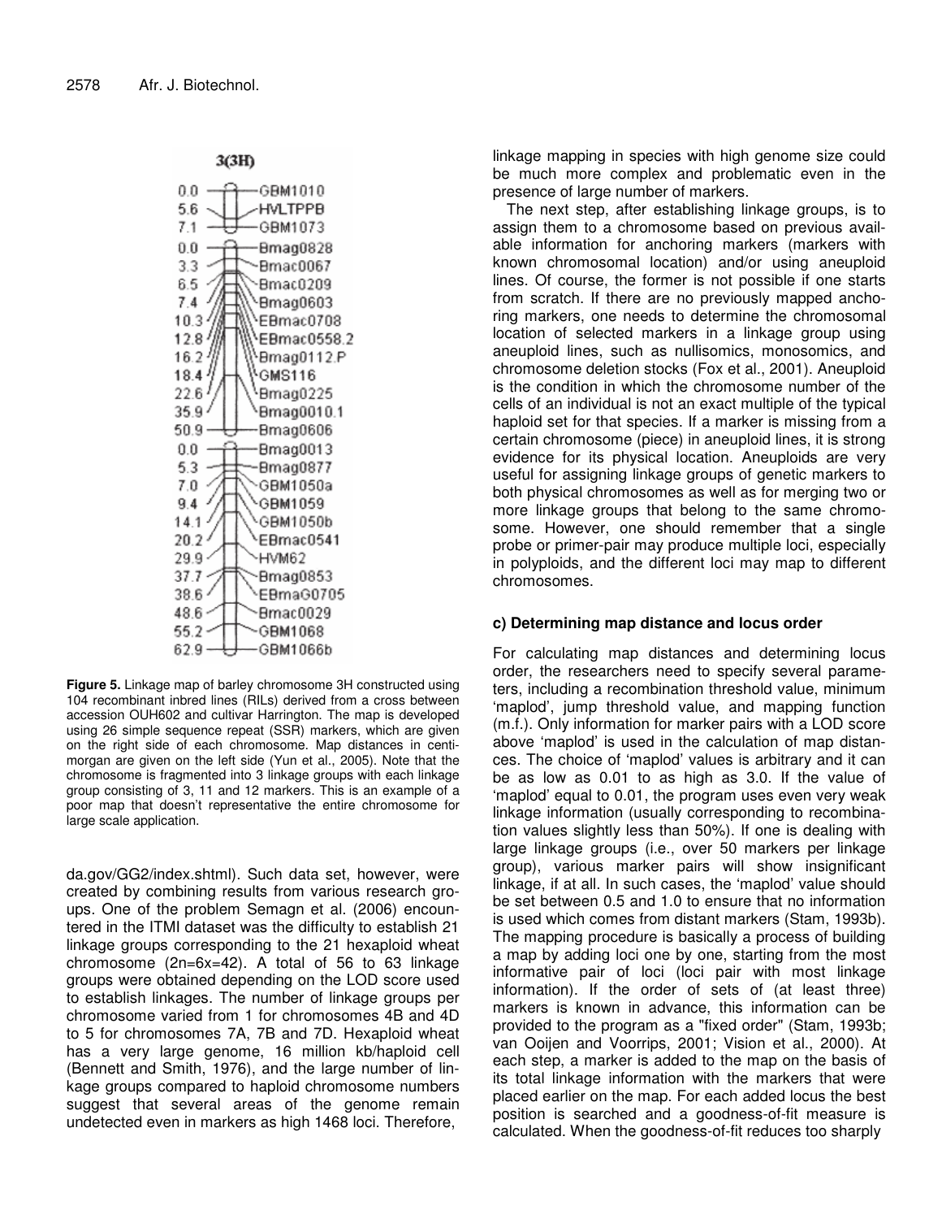3(3H)

| cM | Marker |
|---|---|
| 0.0 | GBM1010 |
| 5.6 | HVLTPPB |
| 7.1 | GBM1073 |
| 0.0 | Bmag0828 |
| 3.3 | Bmac0067 |
| 6.5 | Bmac0209 |
| 7.4 | Bmag0603 |
| 10.3 | EBmac0708 |
| 12.8 | EBmac0558.2 |
| 16.2 | Bmag0112.P |
| 18.4 | GMS116 |
| 22.6 | Bmag0225 |
| 35.9 | Bmag0010.1 |
| 50.9 | Bmag0606 |
| 0.0 | Bmag0013 |
| 5.3 | Bmag0877 |
| 7.0 | GBM1050a |
| 9.4 | GBM1059 |
| 14.1 | GBM1050b |
| 20.2 | EBmac0541 |
| 29.9 | HVM62 |
| 37.7 | Bmag0853 |
| 38.6 | EBmaG0705 |
| 48.6 | Bmac0029 |
| 55.2 | GBM1068 |
| 62.9 | GBM1066b |

**Figure 5.** Linkage map of barley chromosome 3H constructed using 104 recombinant inbred lines (RILs) derived from a cross between accession OUH602 and cultivar Harrington. The map is developed using 26 simple sequence repeat (SSR) markers, which are given on the right side of each chromosome. Map distances in centimorgan are given on the left side (Yun et al., 2005). Note that the chromosome is fragmented into 3 linkage groups with each linkage group consisting of 3, 11 and 12 markers. This is an example of a poor map that doesn't representative the entire chromosome for large scale application.

da.gov/GG2/index.shtml). Such data set, however, were created by combining results from various research groups. One of the problem Semagn et al. (2006) encountered in the ITMI dataset was the difficulty to establish 21 linkage groups corresponding to the 21 hexaploid wheat chromosome (2n=6x=42). A total of 56 to 63 linkage groups were obtained depending on the LOD score used to establish linkages. The number of linkage groups per chromosome varied from 1 for chromosomes 4B and 4D to 5 for chromosomes 7A, 7B and 7D. Hexaploid wheat has a very large genome, 16 million kb/haploid cell (Bennett and Smith, 1976), and the large number of linkage groups compared to haploid chromosome numbers suggest that several areas of the genome remain undetected even in markers as high 1468 loci. Therefore, linkage mapping in species with high genome size could be much more complex and problematic even in the presence of large number of markers.

The next step, after establishing linkage groups, is to assign them to a chromosome based on previous available information for anchoring markers (markers with known chromosomal location) and/or using aneuploid lines. Of course, the former is not possible if one starts from scratch. If there are no previously mapped anchoring markers, one needs to determine the chromosomal location of selected markers in a linkage group using aneuploid lines, such as nullisomics, monosomics, and chromosome deletion stocks (Fox et al., 2001). Aneuploid is the condition in which the chromosome number of the cells of an individual is not an exact multiple of the typical haploid set for that species. If a marker is missing from a certain chromosome (piece) in aneuploid lines, it is strong evidence for its physical location. Aneuploids are very useful for assigning linkage groups of genetic markers to both physical chromosomes as well as for merging two or more linkage groups that belong to the same chromosome. However, one should remember that a single probe or primer-pair may produce multiple loci, especially in polyploids, and the different loci may map to different chromosomes.

#### c) Determining map distance and locus order

For calculating map distances and determining locus order, the researchers need to specify several parameters, including a recombination threshold value, minimum 'maplod', jump threshold value, and mapping function (m.f.). Only information for marker pairs with a LOD score above 'maplod' is used in the calculation of map distances. The choice of 'maplod' values is arbitrary and it can be as low as 0.01 to as high as 3.0. If the value of 'maplod' equal to 0.01, the program uses even very weak linkage information (usually corresponding to recombination values slightly less than 50%). If one is dealing with large linkage groups (i.e., over 50 markers per linkage group), various marker pairs will show insignificant linkage, if at all. In such cases, the 'maplod' value should be set between 0.5 and 1.0 to ensure that no information is used which comes from distant markers (Stam, 1993b). The mapping procedure is basically a process of building a map by adding loci one by one, starting from the most informative pair of loci (loci pair with most linkage information). If the order of sets of (at least three) markers is known in advance, this information can be provided to the program as a "fixed order" (Stam, 1993b; van Ooijen and Voorrips, 2001; Vision et al., 2000). At each step, a marker is added to the map on the basis of its total linkage information with the markers that were placed earlier on the map. For each added locus the best position is searched and a goodness-of-fit measure is calculated. When the goodness-of-fit reduces too sharply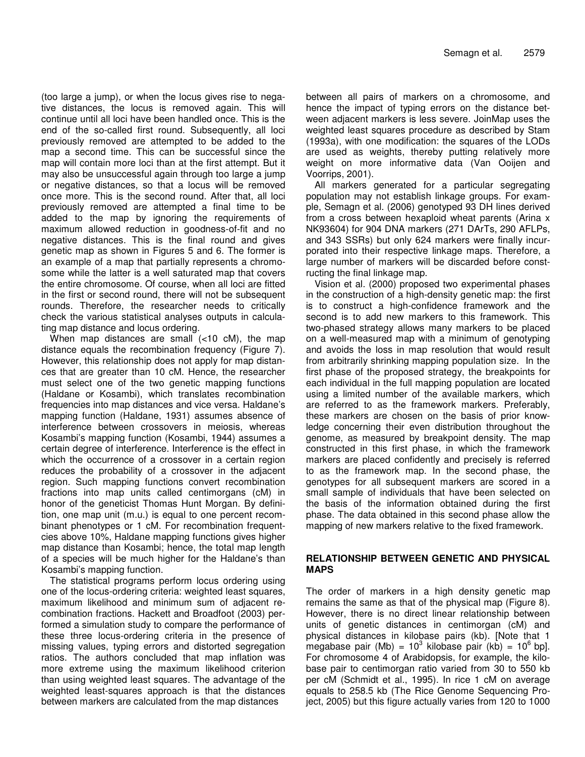(too large a jump), or when the locus gives rise to negative distances, the locus is removed again. This will continue until all loci have been handled once. This is the end of the so-called first round. Subsequently, all loci previously removed are attempted to be added to the map a second time. This can be successful since the map will contain more loci than at the first attempt. But it may also be unsuccessful again through too large a jump or negative distances, so that a locus will be removed once more. This is the second round. After that, all loci previously removed are attempted a final time to be added to the map by ignoring the requirements of maximum allowed reduction in goodness-of-fit and no negative distances. This is the final round and gives genetic map as shown in Figures 5 and 6. The former is an example of a map that partially represents a chromosome while the latter is a well saturated map that covers the entire chromosome. Of course, when all loci are fitted in the first or second round, there will not be subsequent rounds. Therefore, the researcher needs to critically check the various statistical analyses outputs in calculating map distance and locus ordering.

When map distances are small (<10 cM), the map distance equals the recombination frequency (Figure 7). However, this relationship does not apply for map distances that are greater than 10 cM. Hence, the researcher must select one of the two genetic mapping functions (Haldane or Kosambi), which translates recombination frequencies into map distances and vice versa. Haldane's mapping function (Haldane, 1931) assumes absence of interference between crossovers in meiosis, whereas Kosambi's mapping function (Kosambi, 1944) assumes a certain degree of interference. Interference is the effect in which the occurrence of a crossover in a certain region reduces the probability of a crossover in the adjacent region. Such mapping functions convert recombination fractions into map units called centimorgans (cM) in honor of the geneticist Thomas Hunt Morgan. By definition, one map unit (m.u.) is equal to one percent recombinant phenotypes or 1 cM. For recombination frequencies above 10%, Haldane mapping functions gives higher map distance than Kosambi; hence, the total map length of a species will be much higher for the Haldane's than Kosambi's mapping function.

The statistical programs perform locus ordering using one of the locus-ordering criteria: weighted least squares, maximum likelihood and minimum sum of adjacent recombination fractions. Hackett and Broadfoot (2003) performed a simulation study to compare the performance of these three locus-ordering criteria in the presence of missing values, typing errors and distorted segregation ratios. The authors concluded that map inflation was more extreme using the maximum likelihood criterion than using weighted least squares. The advantage of the weighted least-squares approach is that the distances between markers are calculated from the map distances between all pairs of markers on a chromosome, and hence the impact of typing errors on the distance between adjacent markers is less severe. JoinMap uses the weighted least squares procedure as described by Stam (1993a), with one modification: the squares of the LODs are used as weights, thereby putting relatively more weight on more informative data (Van Ooijen and Voorrips, 2001).

All markers generated for a particular segregating population may not establish linkage groups. For example, Semagn et al. (2006) genotyped 93 DH lines derived from a cross between hexaploid wheat parents (Arina x NK93604) for 904 DNA markers (271 DArTs, 290 AFLPs, and 343 SSRs) but only 624 markers were finally incurporated into their respective linkage maps. Therefore, a large number of markers will be discarded before constructing the final linkage map.

Vision et al. (2000) proposed two experimental phases in the construction of a high-density genetic map: the first is to construct a high-confidence framework and the second is to add new markers to this framework. This two-phased strategy allows many markers to be placed on a well-measured map with a minimum of genotyping and avoids the loss in map resolution that would result from arbitrarily shrinking mapping population size. In the first phase of the proposed strategy, the breakpoints for each individual in the full mapping population are located using a limited number of the available markers, which are referred to as the framework markers. Preferably, these markers are chosen on the basis of prior knowledge concerning their even distribution throughout the genome, as measured by breakpoint density. The map constructed in this first phase, in which the framework markers are placed confidently and precisely is referred to as the framework map. In the second phase, the genotypes for all subsequent markers are scored in a small sample of individuals that have been selected on the basis of the information obtained during the first phase. The data obtained in this second phase allow the mapping of new markers relative to the fixed framework.

## RELATIONSHIP BETWEEN GENETIC AND PHYSICAL MAPS

The order of markers in a high density genetic map remains the same as that of the physical map (Figure 8). However, there is no direct linear relationship between units of genetic distances in centimorgan (cM) and physical distances in kilobase pairs (kb). [Note that 1 megabase pair (Mb) = $10^3$ kilobase pair (kb) = $10^6$ bp]. For chromosome 4 of Arabidopsis, for example, the kilobase pair to centimorgan ratio varied from 30 to 550 kb per cM (Schmidt et al., 1995). In rice 1 cM on average equals to 258.5 kb (The Rice Genome Sequencing Project, 2005) but this figure actually varies from 120 to 1000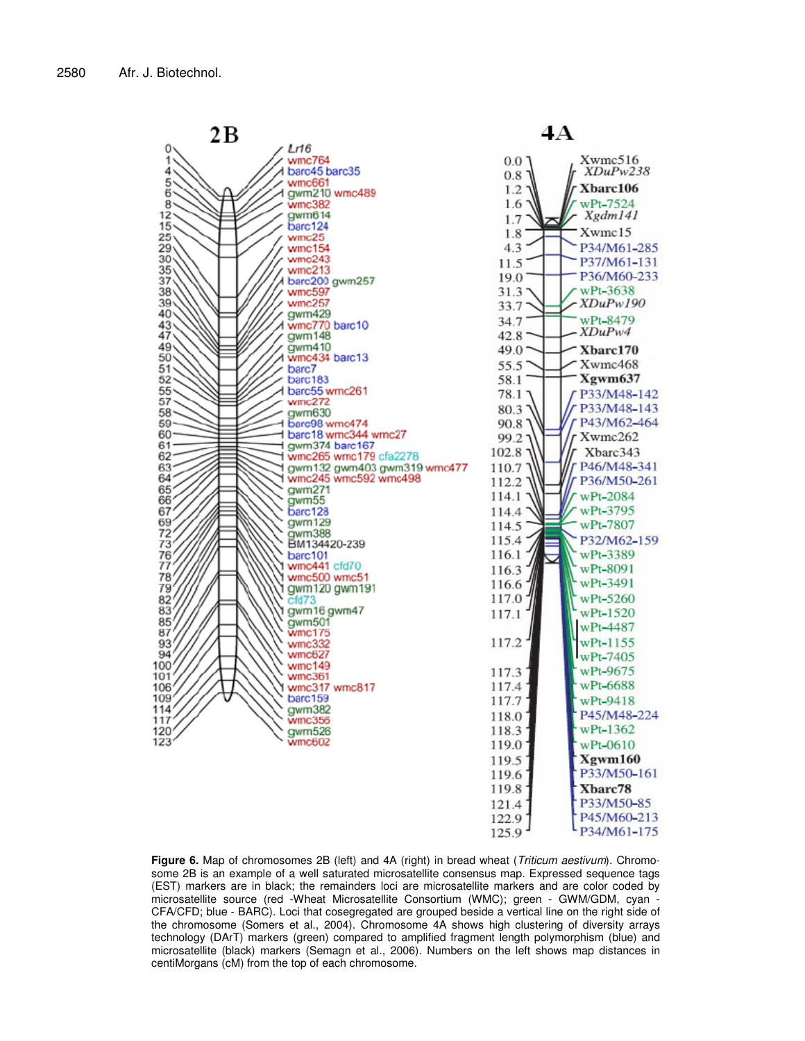**Figure 6.** Map of chromosomes 2B (left) and 4A (right) in bread wheat (*Triticum aestivum*). Chromosome 2B is an example of a well saturated microsatellite consensus map. Expressed sequence tags (EST) markers are in black; the remainders loci are microsatellite markers and are color coded by microsatellite source (red -Wheat Microsatellite Consortium (WMC); green - GWM/GDM, cyan - CFA/CFD; blue - BARC). Loci that cosegregated are grouped beside a vertical line on the right side of the chromosome (Somers et al., 2004). Chromosome 4A shows high clustering of diversity arrays technology (DArT) markers (green) compared to amplified fragment length polymorphism (blue) and microsatellite (black) markers (Semagn et al., 2006). Numbers on the left shows map distances in centiMorgans (cM) from the top of each chromosome.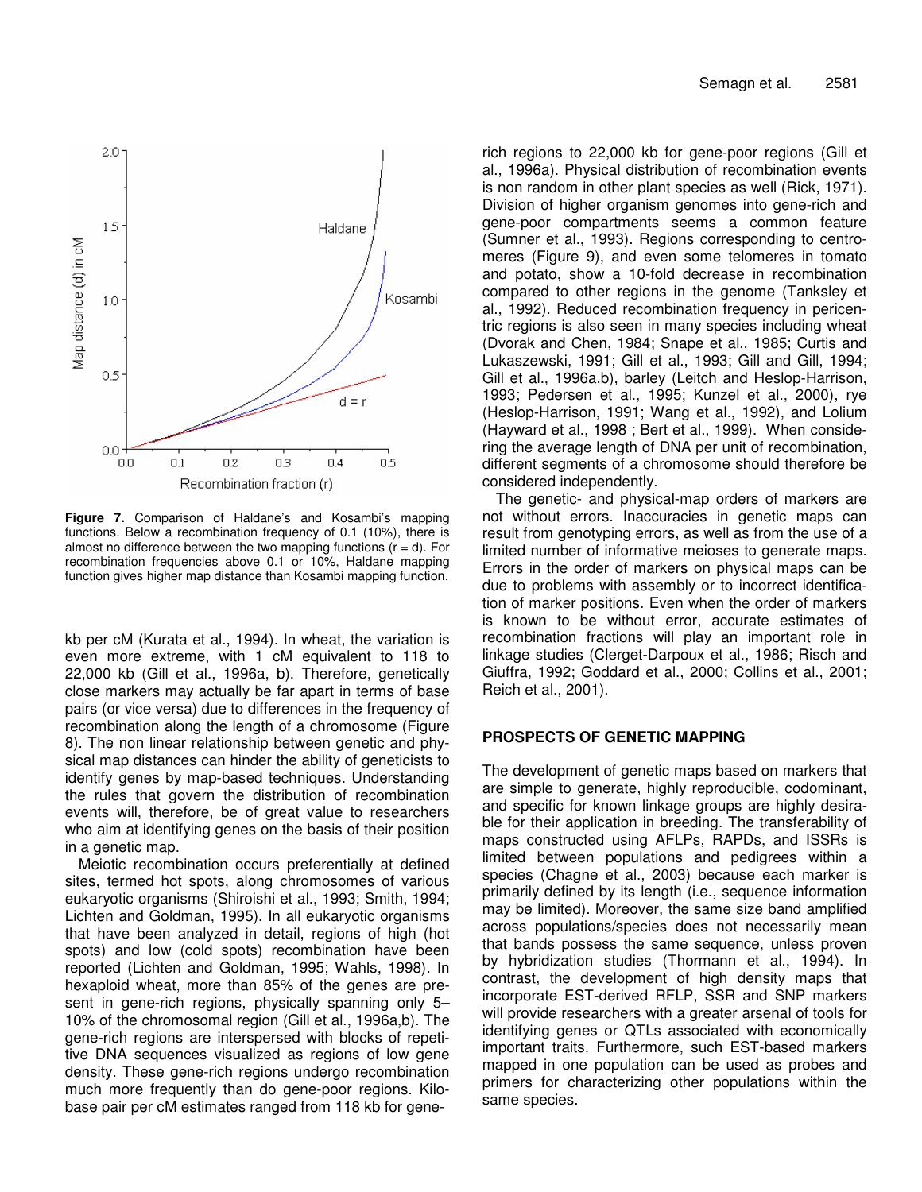**Figure 7.** Comparison of Haldane's and Kosambi's mapping functions. Below a recombination frequency of 0.1 (10%), there is almost no difference between the two mapping functions (r = d). For recombination frequencies above 0.1 or 10%, Haldane mapping function gives higher map distance than Kosambi mapping function.

kb per cM (Kurata et al., 1994). In wheat, the variation is even more extreme, with 1 cM equivalent to 118 to 22,000 kb (Gill et al., 1996a, b). Therefore, genetically close markers may actually be far apart in terms of base pairs (or vice versa) due to differences in the frequency of recombination along the length of a chromosome (Figure 8). The non linear relationship between genetic and physical map distances can hinder the ability of geneticists to identify genes by map-based techniques. Understanding the rules that govern the distribution of recombination events will, therefore, be of great value to researchers who aim at identifying genes on the basis of their position in a genetic map.

Meiotic recombination occurs preferentially at defined sites, termed hot spots, along chromosomes of various eukaryotic organisms (Shiroishi et al., 1993; Smith, 1994; Lichten and Goldman, 1995). In all eukaryotic organisms that have been analyzed in detail, regions of high (hot spots) and low (cold spots) recombination have been reported (Lichten and Goldman, 1995; Wahls, 1998). In hexaploid wheat, more than 85% of the genes are present in gene-rich regions, physically spanning only 5–10% of the chromosomal region (Gill et al., 1996a,b). The gene-rich regions are interspersed with blocks of repetitive DNA sequences visualized as regions of low gene density. These gene-rich regions undergo recombination much more frequently than do gene-poor regions. Kilobase pair per cM estimates ranged from 118 kb for gene-rich regions to 22,000 kb for gene-poor regions (Gill et al., 1996a). Physical distribution of recombination events is non random in other plant species as well (Rick, 1971). Division of higher organism genomes into gene-rich and gene-poor compartments seems a common feature (Sumner et al., 1993). Regions corresponding to centromeres (Figure 9), and even some telomeres in tomato and potato, show a 10-fold decrease in recombination compared to other regions in the genome (Tanksley et al., 1992). Reduced recombination frequency in pericentric regions is also seen in many species including wheat (Dvorak and Chen, 1984; Snape et al., 1985; Curtis and Lukaszewski, 1991; Gill et al., 1993; Gill and Gill, 1994; Gill et al., 1996a,b), barley (Leitch and Heslop-Harrison, 1993; Pedersen et al., 1995; Kunzel et al., 2000), rye (Heslop-Harrison, 1991; Wang et al., 1992), and Lolium (Hayward et al., 1998 ; Bert et al., 1999). When considering the average length of DNA per unit of recombination, different segments of a chromosome should therefore be considered independently.

The genetic- and physical-map orders of markers are not without errors. Inaccuracies in genetic maps can result from genotyping errors, as well as from the use of a limited number of informative meioses to generate maps. Errors in the order of markers on physical maps can be due to problems with assembly or to incorrect identification of marker positions. Even when the order of markers is known to be without error, accurate estimates of recombination fractions will play an important role in linkage studies (Clerget-Darpoux et al., 1986; Risch and Giuffra, 1992; Goddard et al., 2000; Collins et al., 2001; Reich et al., 2001).

## PROSPECTS OF GENETIC MAPPING

The development of genetic maps based on markers that are simple to generate, highly reproducible, codominant, and specific for known linkage groups are highly desirable for their application in breeding. The transferability of maps constructed using AFLPs, RAPDs, and ISSRs is limited between populations and pedigrees within a species (Chagne et al., 2003) because each marker is primarily defined by its length (i.e., sequence information may be limited). Moreover, the same size band amplified across populations/species does not necessarily mean that bands possess the same sequence, unless proven by hybridization studies (Thormann et al., 1994). In contrast, the development of high density maps that incorporate EST-derived RFLP, SSR and SNP markers will provide researchers with a greater arsenal of tools for identifying genes or QTLs associated with economically important traits. Furthermore, such EST-based markers mapped in one population can be used as probes and primers for characterizing other populations within the same species.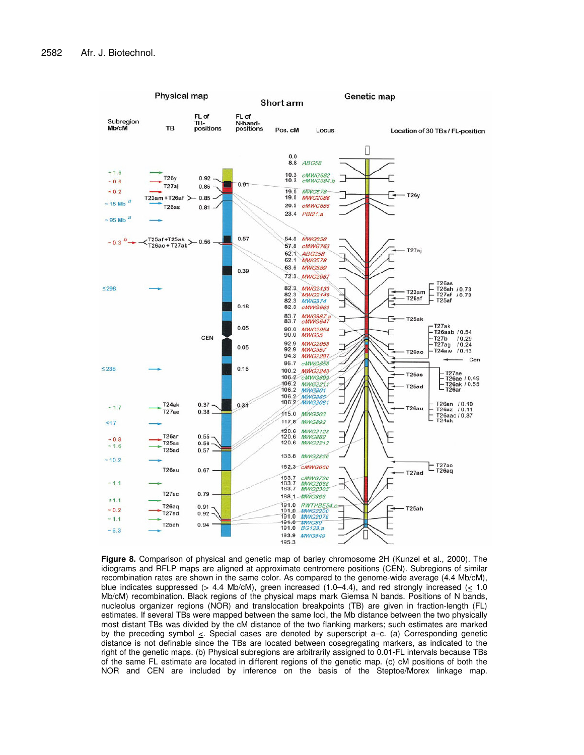**Figure 8.** Comparison of physical and genetic map of barley chromosome 2H (Kunzel et al., 2000). The idiograms and RFLP maps are aligned at approximate centromere positions (CEN). Subregions of similar recombination rates are shown in the same color. As compared to the genome-wide average (4.4 Mb/cM), blue indicates suppressed (> 4.4 Mb/cM), green increased (1.0–4.4), and red strongly increased (≤ 1.0 Mb/cM) recombination. Black regions of the physical maps mark Giemsa N bands. Positions of N bands, nucleolus organizer regions (NOR) and translocation breakpoints (TB) are given in fraction-length (FL) estimates. If several TBs were mapped between the same loci, the Mb distance between the two physically most distant TBs was divided by the cM distance of the two flanking markers; such estimates are marked by the preceding symbol ≤. Special cases are denoted by superscript a–c. (a) Corresponding genetic distance is not definable since the TBs are located between cosegregating markers, as indicated to the right of the genetic maps. (b) Physical subregions are arbitrarily assigned to 0.01-FL intervals because TBs of the same FL estimate are located in different regions of the genetic map. (c) cM positions of both the NOR and CEN are included by inference on the basis of the Steptoe/Morex linkage map.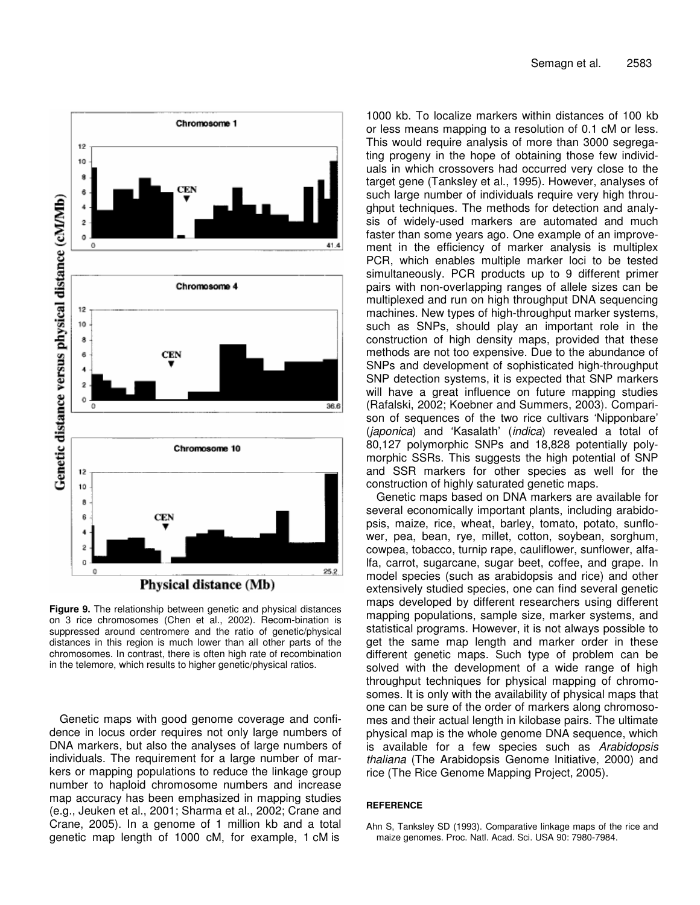**Figure 9.** The relationship between genetic and physical distances on 3 rice chromosomes (Chen et al., 2002). Recom-bination is suppressed around centromere and the ratio of genetic/physical distances in this region is much lower than all other parts of the chromosomes. In contrast, there is often high rate of recombination in the telemore, which results to higher genetic/physical ratios.

Genetic maps with good genome coverage and confidence in locus order requires not only large numbers of DNA markers, but also the analyses of large numbers of individuals. The requirement for a large number of markers or mapping populations to reduce the linkage group number to haploid chromosome numbers and increase map accuracy has been emphasized in mapping studies (e.g., Jeuken et al., 2001; Sharma et al., 2002; Crane and Crane, 2005). In a genome of 1 million kb and a total genetic map length of 1000 cM, for example, 1 cM is 1000 kb. To localize markers within distances of 100 kb or less means mapping to a resolution of 0.1 cM or less. This would require analysis of more than 3000 segregating progeny in the hope of obtaining those few individuals in which crossovers had occurred very close to the target gene (Tanksley et al., 1995). However, analyses of such large number of individuals require very high throughput techniques. The methods for detection and analysis of widely-used markers are automated and much faster than some years ago. One example of an improvement in the efficiency of marker analysis is multiplex PCR, which enables multiple marker loci to be tested simultaneously. PCR products up to 9 different primer pairs with non-overlapping ranges of allele sizes can be multiplexed and run on high throughput DNA sequencing machines. New types of high-throughput marker systems, such as SNPs, should play an important role in the construction of high density maps, provided that these methods are not too expensive. Due to the abundance of SNPs and development of sophisticated high-throughput SNP detection systems, it is expected that SNP markers will have a great influence on future mapping studies (Rafalski, 2002; Koebner and Summers, 2003). Comparison of sequences of the two rice cultivars 'Nipponbare' (*japonica*) and 'Kasalath' (*indica*) revealed a total of 80,127 polymorphic SNPs and 18,828 potentially polymorphic SSRs. This suggests the high potential of SNP and SSR markers for other species as well for the construction of highly saturated genetic maps.

Genetic maps based on DNA markers are available for several economically important plants, including arabidopsis, maize, rice, wheat, barley, tomato, potato, sunflower, pea, bean, rye, millet, cotton, soybean, sorghum, cowpea, tobacco, turnip rape, cauliflower, sunflower, alfalfa, carrot, sugarcane, sugar beet, coffee, and grape. In model species (such as arabidopsis and rice) and other extensively studied species, one can find several genetic maps developed by different researchers using different mapping populations, sample size, marker systems, and statistical programs. However, it is not always possible to get the same map length and marker order in these different genetic maps. Such type of problem can be solved with the development of a wide range of high throughput techniques for physical mapping of chromosomes. It is only with the availability of physical maps that one can be sure of the order of markers along chromosomes and their actual length in kilobase pairs. The ultimate physical map is the whole genome DNA sequence, which is available for a few species such as *Arabidopsis thaliana* (The Arabidopsis Genome Initiative, 2000) and rice (The Rice Genome Mapping Project, 2005).

## REFERENCE

Ahn S, Tanksley SD (1993). Comparative linkage maps of the rice and maize genomes. Proc. Natl. Acad. Sci. USA 90: 7980-7984.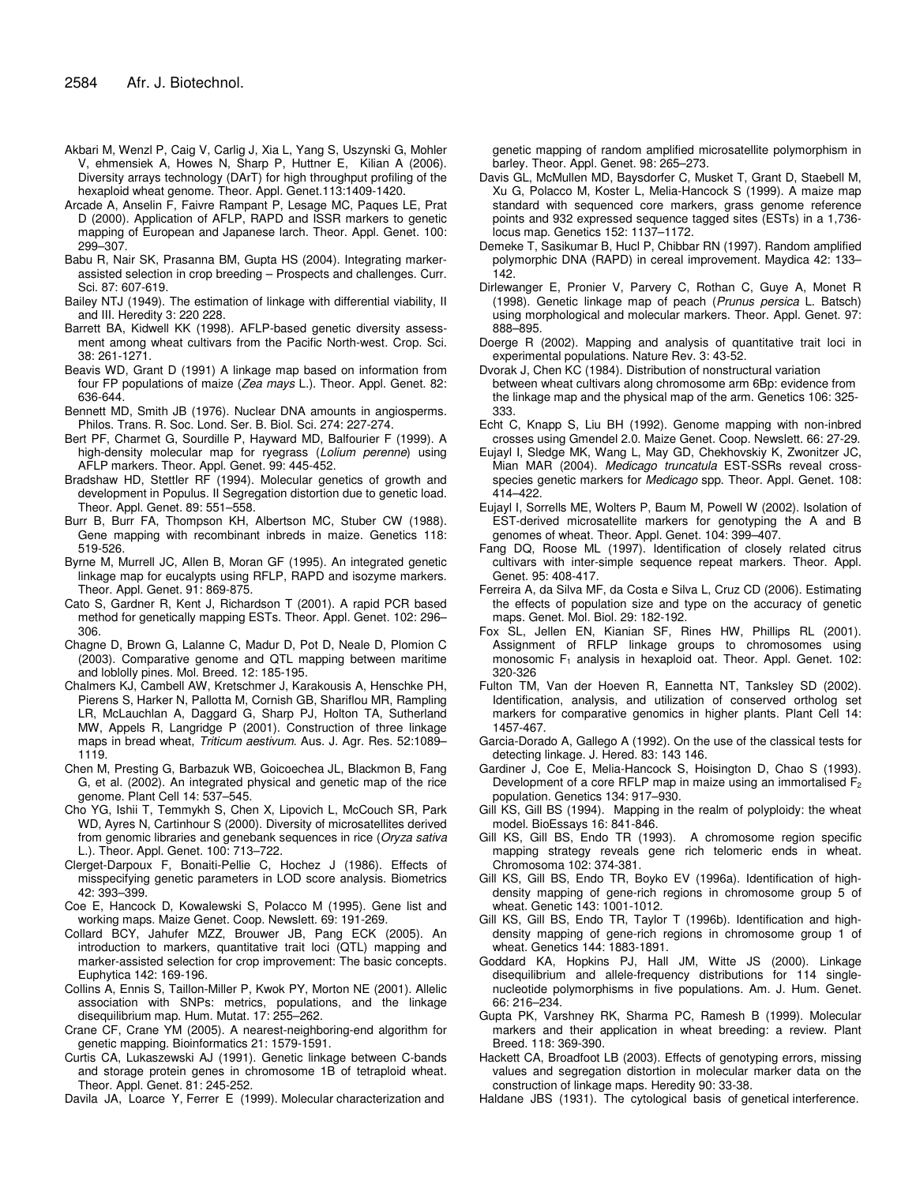Akbari M, Wenzl P, Caig V, Carlig J, Xia L, Yang S, Uszynski G, Mohler V, ehmensiek A, Howes N, Sharp P, Huttner E, Kilian A (2006). Diversity arrays technology (DArT) for high throughput profiling of the hexaploid wheat genome. Theor. Appl. Genet.113:1409-1420.

Arcade A, Anselin F, Faivre Rampant P, Lesage MC, Paques LE, Prat D (2000). Application of AFLP, RAPD and ISSR markers to genetic mapping of European and Japanese larch. Theor. Appl. Genet. 100: 299–307.

Babu R, Nair SK, Prasanna BM, Gupta HS (2004). Integrating marker-assisted selection in crop breeding – Prospects and challenges. Curr. Sci. 87: 607-619.

Bailey NTJ (1949). The estimation of linkage with differential viability, II and III. Heredity 3: 220 228.

Barrett BA, Kidwell KK (1998). AFLP-based genetic diversity assessment among wheat cultivars from the Pacific North-west. Crop. Sci. 38: 261-1271.

Beavis WD, Grant D (1991) A linkage map based on information from four FP populations of maize (*Zea mays* L.). Theor. Appl. Genet. 82: 636-644.

Bennett MD, Smith JB (1976). Nuclear DNA amounts in angiosperms. Philos. Trans. R. Soc. Lond. Ser. B. Biol. Sci. 274: 227-274.

Bert PF, Charmet G, Sourdille P, Hayward MD, Balfourier F (1999). A high-density molecular map for ryegrass (*Lolium perenne*) using AFLP markers. Theor. Appl. Genet. 99: 445-452.

Bradshaw HD, Stettler RF (1994). Molecular genetics of growth and development in Populus. II Segregation distortion due to genetic load. Theor. Appl. Genet. 89: 551–558.

Burr B, Burr FA, Thompson KH, Albertson MC, Stuber CW (1988). Gene mapping with recombinant inbreds in maize. Genetics 118: 519-526.

Byrne M, Murrell JC, Allen B, Moran GF (1995). An integrated genetic linkage map for eucalypts using RFLP, RAPD and isozyme markers. Theor. Appl. Genet. 91: 869-875.

Cato S, Gardner R, Kent J, Richardson T (2001). A rapid PCR based method for genetically mapping ESTs. Theor. Appl. Genet. 102: 296–306.

Chagne D, Brown G, Lalanne C, Madur D, Pot D, Neale D, Plomion C (2003). Comparative genome and QTL mapping between maritime and loblolly pines. Mol. Breed. 12: 185-195.

Chalmers KJ, Cambell AW, Kretschmer J, Karakousis A, Henschke PH, Pierens S, Harker N, Pallotta M, Cornish GB, Shariflou MR, Rampling LR, McLauchlan A, Daggard G, Sharp PJ, Holton TA, Sutherland MW, Appels R, Langridge P (2001). Construction of three linkage maps in bread wheat, *Triticum aestivum*. Aus. J. Agr. Res. 52:1089–1119.

Chen M, Presting G, Barbazuk WB, Goicoechea JL, Blackmon B, Fang G, et al. (2002). An integrated physical and genetic map of the rice genome. Plant Cell 14: 537–545.

Cho YG, Ishii T, Temmykh S, Chen X, Lipovich L, McCouch SR, Park WD, Ayres N, Cartinhour S (2000). Diversity of microsatellites derived from genomic libraries and genebank sequences in rice (*Oryza sativa* L.). Theor. Appl. Genet. 100: 713–722.

Clerget-Darpoux F, Bonaiti-Pellie C, Hochez J (1986). Effects of misspecifying genetic parameters in LOD score analysis. Biometrics 42: 393–399.

Coe E, Hancock D, Kowalewski S, Polacco M (1995). Gene list and working maps. Maize Genet. Coop. Newslett. 69: 191-269.

Collard BCY, Jahufer MZZ, Brouwer JB, Pang ECK (2005). An introduction to markers, quantitative trait loci (QTL) mapping and marker-assisted selection for crop improvement: The basic concepts. Euphytica 142: 169-196.

Collins A, Ennis S, Taillon-Miller P, Kwok PY, Morton NE (2001). Allelic association with SNPs: metrics, populations, and the linkage disequilibrium map. Hum. Mutat. 17: 255–262.

Crane CF, Crane YM (2005). A nearest-neighboring-end algorithm for genetic mapping. Bioinformatics 21: 1579-1591.

Curtis CA, Lukaszewski AJ (1991). Genetic linkage between C-bands and storage protein genes in chromosome 1B of tetraploid wheat. Theor. Appl. Genet. 81: 245-252.

Davila JA, Loarce Y, Ferrer E (1999). Molecular characterization and genetic mapping of random amplified microsatellite polymorphism in barley. Theor. Appl. Genet. 98: 265–273.

Davis GL, McMullen MD, Baysdorfer C, Musket T, Grant D, Staebell M, Xu G, Polacco M, Koster L, Melia-Hancock S (1999). A maize map standard with sequenced core markers, grass genome reference points and 932 expressed sequence tagged sites (ESTs) in a 1,736-locus map. Genetics 152: 1137–1172.

Demeke T, Sasikumar B, Hucl P, Chibbar RN (1997). Random amplified polymorphic DNA (RAPD) in cereal improvement. Maydica 42: 133–142.

Dirlewanger E, Pronier V, Parvery C, Rothan C, Guye A, Monet R (1998). Genetic linkage map of peach (*Prunus persica* L. Batsch) using morphological and molecular markers. Theor. Appl. Genet. 97: 888–895.

Doerge R (2002). Mapping and analysis of quantitative trait loci in experimental populations. Nature Rev. 3: 43-52.

Dvorak J, Chen KC (1984). Distribution of nonstructural variation between wheat cultivars along chromosome arm 6Bp: evidence from the linkage map and the physical map of the arm. Genetics 106: 325-333.

Echt C, Knapp S, Liu BH (1992). Genome mapping with non-inbred crosses using Gmendel 2.0. Maize Genet. Coop. Newslett. 66: 27-29.

Eujayl I, Sledge MK, Wang L, May GD, Chekhovskiy K, Zwonitzer JC, Mian MAR (2004). *Medicago truncatula* EST-SSRs reveal cross-species genetic markers for *Medicago* spp. Theor. Appl. Genet. 108: 414–422.

Eujayl I, Sorrells ME, Wolters P, Baum M, Powell W (2002). Isolation of EST-derived microsatellite markers for genotyping the A and B genomes of wheat. Theor. Appl. Genet. 104: 399–407.

Fang DQ, Roose ML (1997). Identification of closely related citrus cultivars with inter-simple sequence repeat markers. Theor. Appl. Genet. 95: 408-417.

Ferreira A, da Silva MF, da Costa e Silva L, Cruz CD (2006). Estimating the effects of population size and type on the accuracy of genetic maps. Genet. Mol. Biol. 29: 182-192.

Fox SL, Jellen EN, Kianian SF, Rines HW, Phillips RL (2001). Assignment of RFLP linkage groups to chromosomes using monosomic $F_1$ analysis in hexaploid oat. Theor. Appl. Genet. 102: 320-326

Fulton TM, Van der Hoeven R, Eannetta NT, Tanksley SD (2002). Identification, analysis, and utilization of conserved ortholog set markers for comparative genomics in higher plants. Plant Cell 14: 1457-467.

Garcia-Dorado A, Gallego A (1992). On the use of the classical tests for detecting linkage. J. Hered. 83: 143 146.

Gardiner J, Coe E, Melia-Hancock S, Hoisington D, Chao S (1993). Development of a core RFLP map in maize using an immortalised $F_2$ population. Genetics 134: 917–930.

Gill KS, Gill BS (1994). Mapping in the realm of polyploidy: the wheat model. BioEssays 16: 841-846.

Gill KS, Gill BS, Endo TR (1993). A chromosome region specific mapping strategy reveals gene rich telomeric ends in wheat. Chromosoma 102: 374-381.

Gill KS, Gill BS, Endo TR, Boyko EV (1996a). Identification of high-density mapping of gene-rich regions in chromosome group 5 of wheat. Genetic 143: 1001-1012.

Gill KS, Gill BS, Endo TR, Taylor T (1996b). Identification and high-density mapping of gene-rich regions in chromosome group 1 of wheat. Genetics 144: 1883-1891.

Goddard KA, Hopkins PJ, Hall JM, Witte JS (2000). Linkage disequilibrium and allele-frequency distributions for 114 single-nucleotide polymorphisms in five populations. Am. J. Hum. Genet. 66: 216–234.

Gupta PK, Varshney RK, Sharma PC, Ramesh B (1999). Molecular markers and their application in wheat breeding: a review. Plant Breed. 118: 369-390.

Hackett CA, Broadfoot LB (2003). Effects of genotyping errors, missing values and segregation distortion in molecular marker data on the construction of linkage maps. Heredity 90: 33-38.

Haldane JBS (1931). The cytological basis of genetical interference.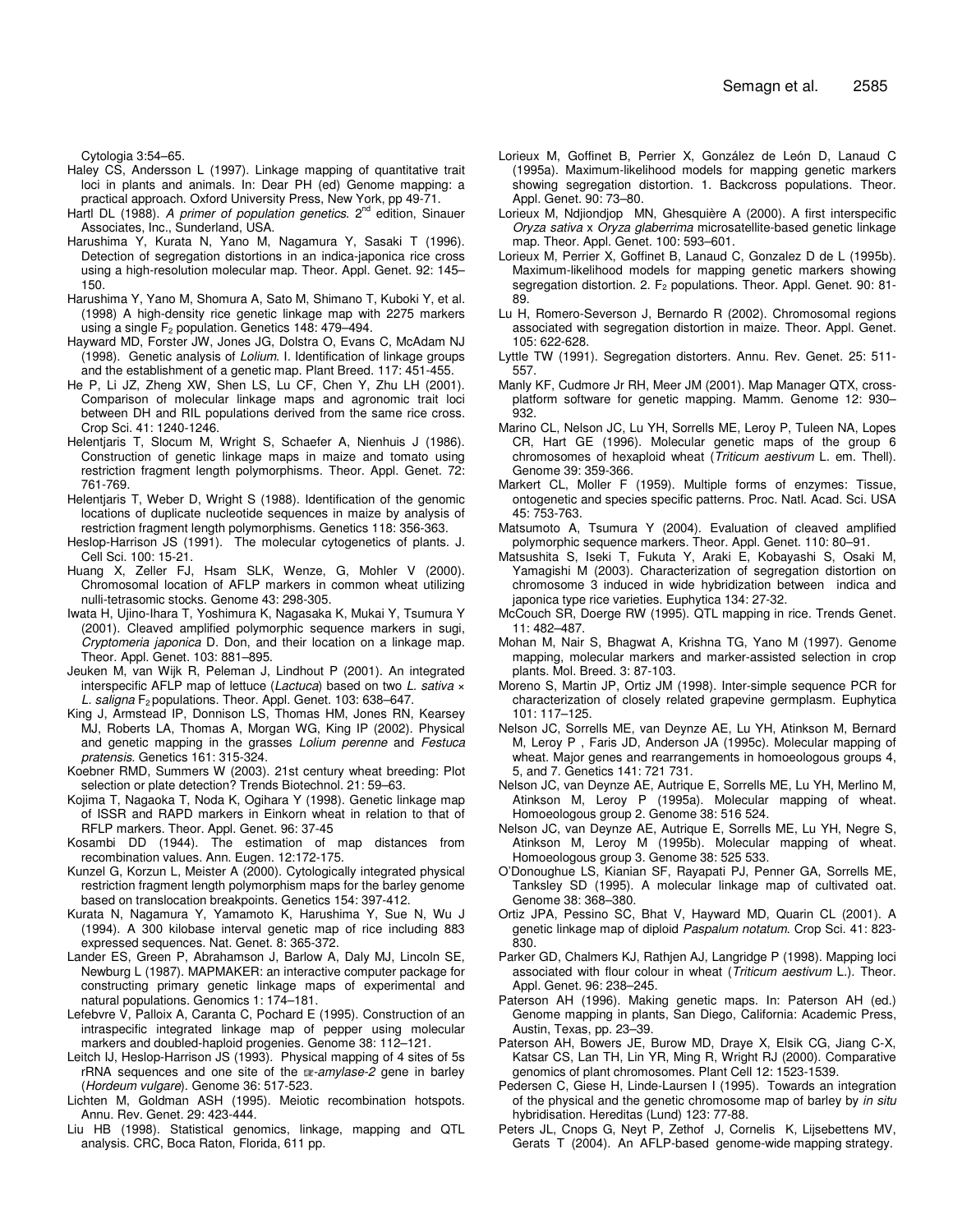Cytologia 3:54–65.

Haley CS, Andersson L (1997). Linkage mapping of quantitative trait loci in plants and animals. In: Dear PH (ed) Genome mapping: a practical approach. Oxford University Press, New York, pp 49-71.

Hartl DL (1988). *A primer of population genetics*. 2[nd] edition, Sinauer Associates, Inc., Sunderland, USA.

Harushima Y, Kurata N, Yano M, Nagamura Y, Sasaki T (1996). Detection of segregation distortions in an indica-japonica rice cross using a high-resolution molecular map. Theor. Appl. Genet. 92: 145–150.

Harushima Y, Yano M, Shomura A, Sato M, Shimano T, Kuboki Y, et al. (1998) A high-density rice genetic linkage map with 2275 markers using a single $F_2$ population. Genetics 148: 479–494.

Hayward MD, Forster JW, Jones JG, Dolstra O, Evans C, McAdam NJ (1998). Genetic analysis of *Lolium*. I. Identification of linkage groups and the establishment of a genetic map. Plant Breed. 117: 451-455.

He P, Li JZ, Zheng XW, Shen LS, Lu CF, Chen Y, Zhu LH (2001). Comparison of molecular linkage maps and agronomic trait loci between DH and RIL populations derived from the same rice cross. Crop Sci. 41: 1240-1246.

Helentjaris T, Slocum M, Wright S, Schaefer A, Nienhuis J (1986). Construction of genetic linkage maps in maize and tomato using restriction fragment length polymorphisms. Theor. Appl. Genet. 72: 761-769.

Helentjaris T, Weber D, Wright S (1988). Identification of the genomic locations of duplicate nucleotide sequences in maize by analysis of restriction fragment length polymorphisms. Genetics 118: 356-363.

Heslop-Harrison JS (1991). The molecular cytogenetics of plants. J. Cell Sci. 100: 15-21.

Huang X, Zeller FJ, Hsam SLK, Wenze, G, Mohler V (2000). Chromosomal location of AFLP markers in common wheat utilizing nulli-tetrasomic stocks. Genome 43: 298-305.

Iwata H, Ujino-Ihara T, Yoshimura K, Nagasaka K, Mukai Y, Tsumura Y (2001). Cleaved amplified polymorphic sequence markers in sugi, *Cryptomeria japonica* D. Don, and their location on a linkage map. Theor. Appl. Genet. 103: 881–895.

Jeuken M, van Wijk R, Peleman J, Lindhout P (2001). An integrated interspecific AFLP map of lettuce (*Lactuca*) based on two *L. sativa* × *L. saligna* $F_2$ populations. Theor. Appl. Genet. 103: 638–647.

King J, Armstead IP, Donnison LS, Thomas HM, Jones RN, Kearsey MJ, Roberts LA, Thomas A, Morgan WG, King IP (2002). Physical and genetic mapping in the grasses *Lolium perenne* and *Festuca pratensis*. Genetics 161: 315-324.

Koebner RMD, Summers W (2003). 21st century wheat breeding: Plot selection or plate detection? Trends Biotechnol. 21: 59–63.

Kojima T, Nagaoka T, Noda K, Ogihara Y (1998). Genetic linkage map of ISSR and RAPD markers in Einkorn wheat in relation to that of RFLP markers. Theor. Appl. Genet. 96: 37-45

Kosambi DD (1944). The estimation of map distances from recombination values. Ann. Eugen. 12:172-175.

Kunzel G, Korzun L, Meister A (2000). Cytologically integrated physical restriction fragment length polymorphism maps for the barley genome based on translocation breakpoints. Genetics 154: 397-412.

Kurata N, Nagamura Y, Yamamoto K, Harushima Y, Sue N, Wu J (1994). A 300 kilobase interval genetic map of rice including 883 expressed sequences. Nat. Genet. 8: 365-372.

Lander ES, Green P, Abrahamson J, Barlow A, Daly MJ, Lincoln SE, Newburg L (1987). MAPMAKER: an interactive computer package for constructing primary genetic linkage maps of experimental and natural populations. Genomics 1: 174–181.

Lefebvre V, Palloix A, Caranta C, Pochard E (1995). Construction of an intraspecific integrated linkage map of pepper using molecular markers and doubled-haploid progenies. Genome 38: 112–121.

Leitch IJ, Heslop-Harrison JS (1993). Physical mapping of 4 sites of 5s rRNA sequences and one site of the α*-amylase-2* gene in barley (*Hordeum vulgare*). Genome 36: 517-523.

Lichten M, Goldman ASH (1995). Meiotic recombination hotspots. Annu. Rev. Genet. 29: 423-444.

Liu HB (1998). Statistical genomics, linkage, mapping and QTL analysis. CRC, Boca Raton, Florida, 611 pp.

Lorieux M, Goffinet B, Perrier X, González de León D, Lanaud C (1995a). Maximum-likelihood models for mapping genetic markers showing segregation distortion. 1. Backcross populations. Theor. Appl. Genet. 90: 73–80.

Lorieux M, Ndjiondjop MN, Ghesquière A (2000). A first interspecific *Oryza sativa* x *Oryza glaberrima* microsatellite-based genetic linkage map. Theor. Appl. Genet. 100: 593–601.

Lorieux M, Perrier X, Goffinet B, Lanaud C, Gonzalez D de L (1995b). Maximum-likelihood models for mapping genetic markers showing segregation distortion. 2. $F_2$ populations. Theor. Appl. Genet. 90: 81-89.

Lu H, Romero-Severson J, Bernardo R (2002). Chromosomal regions associated with segregation distortion in maize. Theor. Appl. Genet. 105: 622-628.

Lyttle TW (1991). Segregation distorters. Annu. Rev. Genet. 25: 511-557.

Manly KF, Cudmore Jr RH, Meer JM (2001). Map Manager QTX, cross-platform software for genetic mapping. Mamm. Genome 12: 930–932.

Marino CL, Nelson JC, Lu YH, Sorrells ME, Leroy P, Tuleen NA, Lopes CR, Hart GE (1996). Molecular genetic maps of the group 6 chromosomes of hexaploid wheat (*Triticum aestivum* L. em. Thell). Genome 39: 359-366.

Markert CL, Moller F (1959). Multiple forms of enzymes: Tissue, ontogenetic and species specific patterns. Proc. Natl. Acad. Sci. USA 45: 753-763.

Matsumoto A, Tsumura Y (2004). Evaluation of cleaved amplified polymorphic sequence markers. Theor. Appl. Genet. 110: 80–91.

Matsushita S, Iseki T, Fukuta Y, Araki E, Kobayashi S, Osaki M, Yamagishi M (2003). Characterization of segregation distortion on chromosome 3 induced in wide hybridization between indica and japonica type rice varieties. Euphytica 134: 27-32.

McCouch SR, Doerge RW (1995). QTL mapping in rice. Trends Genet. 11: 482–487.

Mohan M, Nair S, Bhagwat A, Krishna TG, Yano M (1997). Genome mapping, molecular markers and marker-assisted selection in crop plants. Mol. Breed. 3: 87-103.

Moreno S, Martin JP, Ortiz JM (1998). Inter-simple sequence PCR for characterization of closely related grapevine germplasm. Euphytica 101: 117–125.

Nelson JC, Sorrells ME, van Deynze AE, Lu YH, Atinkson M, Bernard M, Leroy P , Faris JD, Anderson JA (1995c). Molecular mapping of wheat. Major genes and rearrangements in homoeologous groups 4, 5, and 7. Genetics 141: 721 731.

Nelson JC, van Deynze AE, Autrique E, Sorrells ME, Lu YH, Merlino M, Atinkson M, Leroy P (1995a). Molecular mapping of wheat. Homoeologous group 2. Genome 38: 516 524.

Nelson JC, van Deynze AE, Autrique E, Sorrells ME, Lu YH, Negre S, Atinkson M, Leroy M (1995b). Molecular mapping of wheat. Homoeologous group 3. Genome 38: 525 533.

O'Donoughue LS, Kianian SF, Rayapati PJ, Penner GA, Sorrells ME, Tanksley SD (1995). A molecular linkage map of cultivated oat. Genome 38: 368–380.

Ortiz JPA, Pessino SC, Bhat V, Hayward MD, Quarin CL (2001). A genetic linkage map of diploid *Paspalum notatum*. Crop Sci. 41: 823-830.

Parker GD, Chalmers KJ, Rathjen AJ, Langridge P (1998). Mapping loci associated with flour colour in wheat (*Triticum aestivum* L.). Theor. Appl. Genet. 96: 238–245.

Paterson AH (1996). Making genetic maps. In: Paterson AH (ed.) Genome mapping in plants, San Diego, California: Academic Press, Austin, Texas, pp. 23–39.

Paterson AH, Bowers JE, Burow MD, Draye X, Elsik CG, Jiang C-X, Katsar CS, Lan TH, Lin YR, Ming R, Wright RJ (2000). Comparative genomics of plant chromosomes. Plant Cell 12: 1523-1539.

Pedersen C, Giese H, Linde-Laursen I (1995). Towards an integration of the physical and the genetic chromosome map of barley by *in situ* hybridisation. Hereditas (Lund) 123: 77-88.

Peters JL, Cnops G, Neyt P, Zethof J, Cornelis K, Lijsebettens MV, Gerats T (2004). An AFLP-based genome-wide mapping strategy.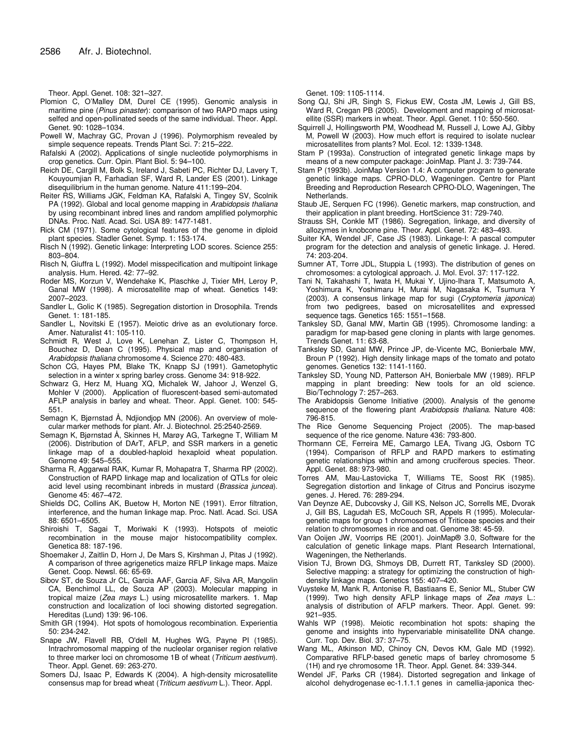Theor. Appl. Genet. 108: 321–327.

Plomion C, O'Malley DM, Durel CE (1995). Genomic analysis in maritime pine (*Pinus pinaster*): comparison of two RAPD maps using selfed and open-pollinated seeds of the same individual. Theor. Appl. Genet. 90: 1028–1034.

Powell W, Machray GC, Provan J (1996). Polymorphism revealed by simple sequence repeats. Trends Plant Sci. 7: 215–222.

Rafalski A (2002). Applications of single nucleotide polymorphisms in crop genetics. Curr. Opin. Plant Biol. 5: 94–100.

Reich DE, Cargill M, Bolk S, Ireland J, Sabeti PC, Richter DJ, Lavery T, Kouyoumjian R, Farhadian SF, Ward R, Lander ES (2001). Linkage disequilibrium in the human genome. Nature 411:199–204.

Reiter RS, Williams JGK, Feldman KA, Rafalski A, Tingey SV, Scolnik PA (1992). Global and local genome mapping in *Arabidopsis thaliana* by using recombinant inbred lines and random amplified polymorphic DNAs. Proc. Natl. Acad. Sci. USA 89: 1477-1481.

Rick CM (1971). Some cytological features of the genome in diploid plant species. Stadler Genet. Symp. 1: 153-174.

Risch N (1992). Genetic linkage: Interpreting LOD scores. Science 255: 803–804.

Risch N, Giuffra L (1992). Model misspecification and multipoint linkage analysis. Hum. Hered. 42: 77–92.

Roder MS, Korzun V, Wendehake K, Plaschke J, Tixier MH, Leroy P, Ganal MW (1998). A microsatellite map of wheat. Genetics 149: 2007–2023.

Sandler L, Golic K (1985). Segregation distortion in Drosophila. Trends Genet. 1: 181-185.

Sandler L, Novitski E (1957). Meiotic drive as an evolutionary force. Amer. Naturalist 41: 105-110.

Schmidt R, West J, Love K, Lenehan Z, Lister C, Thompson H, Bouchez D, Dean C (1995). Physical map and organisation of *Arabidopsis thaliana* chromosome 4. Science 270: 480-483.

Schon CG, Hayes PM, Blake TK, Knapp SJ (1991). Gametophytic selection in a winter x spring barley cross. Genome 34: 918-922.

Schwarz G, Herz M, Huang XQ, Michalek W, Jahoor J, Wenzel G, Mohler V (2000). Application of fluorescent-based semi-automated AFLP analysis in barley and wheat. Theor. Appl. Genet. 100: 545-551.

Semagn K, Bjørnstad Å, Ndjiondjop MN (2006). An overview of molecular marker methods for plant. Afr. J. Biotechnol. 25:2540-2569.

Semagn K, Bjørnstad Å, Skinnes H, Marøy AG, Tarkegne T, William M (2006). Distribution of DArT, AFLP, and SSR markers in a genetic linkage map of a doubled-haploid hexaploid wheat population. Genome 49: 545–555.

Sharma R, Aggarwal RAK, Kumar R, Mohapatra T, Sharma RP (2002). Construction of RAPD linkage map and localization of QTLs for oleic acid level using recombinant inbreds in mustard (*Brassica juncea*). Genome 45: 467–472.

Shields DC, Collins AK, Buetow H, Morton NE (1991). Error filtration, interference, and the human linkage map. Proc. Natl. Acad. Sci. USA 88: 6501–6505.

Shiroishi T, Sagai T, Moriwaki K (1993). Hotspots of meiotic recombination in the mouse major histocompatibility complex. Genetica 88: 187-196.

Shoemaker J, Zaitlin D, Horn J, De Mars S, Kirshman J, Pitas J (1992). A comparison of three agrigenetics maize RFLP linkage maps. Maize Genet. Coop. Newsl. 66: 65-69.

Sibov ST, de Souza Jr CL, Garcia AAF, Garcia AF, Silva AR, Mangolin CA, Benchimol LL, de Souza AP (2003). Molecular mapping in tropical maize (*Zea mays* L.) using microsatellite markers. 1. Map construction and localization of loci showing distorted segregation. Hereditas (Lund) 139: 96-106.

Smith GR (1994). Hot spots of homologous recombination. Experientia 50: 234-242.

Snape JW, Flavell RB, O'dell M, Hughes WG, Payne PI (1985). Intrachromosomal mapping of the nucleolar organiser region relative to three marker loci on chromosome 1B of wheat (*Triticum aestivum*). Theor. Appl. Genet. 69: 263-270.

Somers DJ, Isaac P, Edwards K (2004). A high-density microsatellite consensus map for bread wheat (*Triticum aestivum* L.). Theor. Appl. Genet. 109: 1105-1114.

Song QJ, Shi JR, Singh S, Fickus EW, Costa JM, Lewis J, Gill BS, Ward R, Cregan PB (2005). Development and mapping of microsatellite (SSR) markers in wheat. Theor. Appl. Genet. 110: 550-560.

Squirrell J, Hollingsworth PM, Woodhead M, Russell J, Lowe AJ, Gibby M, Powell W (2003). How much effort is required to isolate nuclear microsatellites from plants? Mol. Ecol. 12: 1339-1348.

Stam P (1993a). Construction of integrated genetic linkage maps by means of a new computer package: JoinMap. Plant J. 3: 739-744.

Stam P (1993b). JoinMap Version 1.4: A computer program to generate genetic linkage maps. CPRO-DLO, Wageningen. Centre for Plant Breeding and Reproduction Research CPRO-DLO, Wageningen, The Netherlands.

Staub JE, Serquen FC (1996). Genetic markers, map construction, and their application in plant breeding. HortScience 31: 729-740.

Strauss SH, Conkle MT (1986). Segregation, linkage, and diversity of allozymes in knobcone pine. Theor. Appl. Genet. 72: 483–493.

Suiter KA, Wendel JF, Case JS (1983). Linkage-I: A pascal computer program for the detection and analysis of genetic linkage. J. Hered. 74: 203-204.

Sumner AT, Torre JDL, Stuppia L (1993). The distribution of genes on chromosomes: a cytological approach. J. Mol. Evol. 37: 117-122.

Tani N, Takahashi T, Iwata H, Mukai Y, Ujino-Ihara T, Matsumoto A, Yoshimura K, Yoshimaru H, Murai M, Nagasaka K, Tsumura Y (2003). A consensus linkage map for sugi (*Cryptomeria japonica*) from two pedigrees, based on microsatellites and expressed sequence tags. Genetics 165: 1551–1568.

Tanksley SD, Ganal MW, Martin GB (1995). Chromosome landing: a paradigm for map-based gene cloning in plants with large genomes. Trends Genet. 11: 63-68.

Tanksley SD, Ganal MW, Prince JP, de-Vicente MC, Bonierbale MW, Broun P (1992). High density linkage maps of the tomato and potato genomes. Genetics 132: 1141-1160.

Tanksley SD, Young ND, Patterson AH, Bonierbale MW (1989). RFLP mapping in plant breeding: New tools for an old science. Bio/Technology 7: 257–263.

The Arabidopsis Genome Initiative (2000). Analysis of the genome sequence of the flowering plant *Arabidopsis thaliana*. Nature 408: 796-815.

The Rice Genome Sequencing Project (2005). The map-based sequence of the rice genome. Nature 436: 793-800.

Thormann CE, Ferreira ME, Camargo LEA, Tivang JG, Osborn TC (1994). Comparison of RFLP and RAPD markers to estimating genetic relationships within and among cruciferous species. Theor. Appl. Genet. 88: 973-980.

Torres AM, Mau-Lastovicka T, Williams TE, Soost RK (1985). Segregation distortion and linkage of Citrus and Poncirus isozyme genes. J. Hered. 76: 289-294.

Van Deynze AE, Dubcovsky J, Gill KS, Nelson JC, Sorrells ME, Dvorak J, Gill BS, Lagudah ES, McCouch SR, Appels R (1995). Molecular-genetic maps for group 1 chromosomes of Triticeae species and their relation to chromosomes in rice and oat. Genome 38: 45-59.

Van Ooijen JW, Voorrips RE (2001). JoinMap® 3.0, Software for the calculation of genetic linkage maps. Plant Research International, Wageningen, the Netherlands.

Vision TJ, Brown DG, Shmoys DB, Durrett RT, Tanksley SD (2000). Selective mapping: a strategy for optimizing the construction of high-density linkage maps. Genetics 155: 407–420.

Vuysteke M, Mank R, Antonise R, Bastiaans E, Senior ML, Stuber CW (1999). Two high density AFLP linkage maps of *Zea mays* L.: analysis of distribution of AFLP markers. Theor. Appl. Genet. 99: 921–935.

Wahls WP (1998). Meiotic recombination hot spots: shaping the genome and insights into hypervariable minisatellite DNA change. Curr. Top. Dev. Biol. 37: 37–75.

Wang ML, Atkinson MD, Chinoy CN, Devos KM, Gale MD (1992). Comparative RFLP-based genetic maps of barley chromosome 5 (1H) and rye chromosome 1R. Theor. Appl. Genet. 84: 339-344.

Wendel JF, Parks CR (1984). Distorted segregation and linkage of alcohol dehydrogenase ec-1.1.1.1 genes in camellia-japonica thec-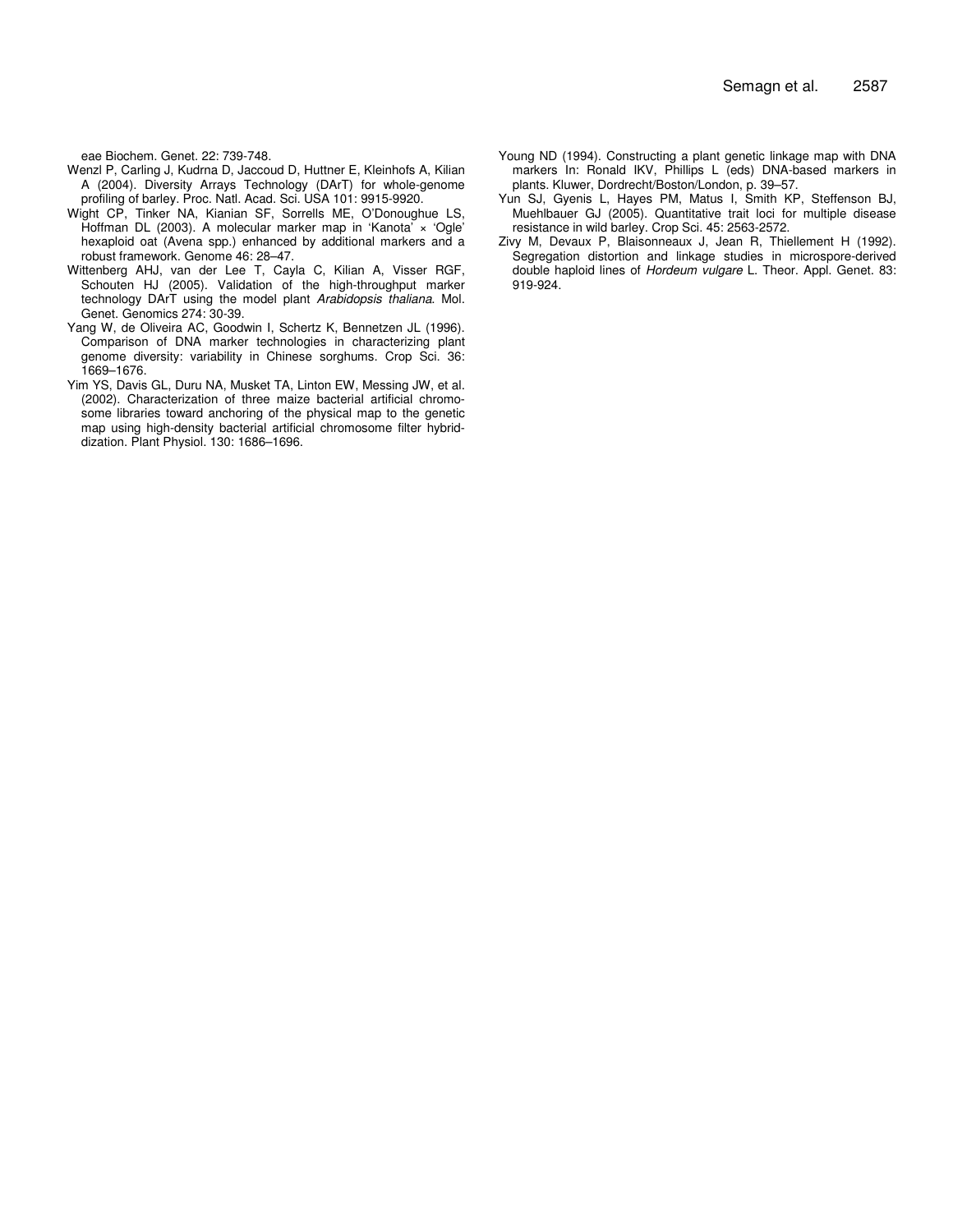eae Biochem. Genet. 22: 739-748.

Wenzl P, Carling J, Kudrna D, Jaccoud D, Huttner E, Kleinhofs A, Kilian A (2004). Diversity Arrays Technology (DArT) for whole-genome profiling of barley. Proc. Natl. Acad. Sci. USA 101: 9915-9920.

Wight CP, Tinker NA, Kianian SF, Sorrells ME, O'Donoughue LS, Hoffman DL (2003). A molecular marker map in 'Kanota' × 'Ogle' hexaploid oat (Avena spp.) enhanced by additional markers and a robust framework. Genome 46: 28–47.

Wittenberg AHJ, van der Lee T, Cayla C, Kilian A, Visser RGF, Schouten HJ (2005). Validation of the high-throughput marker technology DArT using the model plant *Arabidopsis thaliana*. Mol. Genet. Genomics 274: 30-39.

Yang W, de Oliveira AC, Goodwin I, Schertz K, Bennetzen JL (1996). Comparison of DNA marker technologies in characterizing plant genome diversity: variability in Chinese sorghums. Crop Sci. 36: 1669–1676.

Yim YS, Davis GL, Duru NA, Musket TA, Linton EW, Messing JW, et al. (2002). Characterization of three maize bacterial artificial chromosome libraries toward anchoring of the physical map to the genetic map using high-density bacterial artificial chromosome filter hybridization. Plant Physiol. 130: 1686–1696.

Young ND (1994). Constructing a plant genetic linkage map with DNA markers In: Ronald IKV, Phillips L (eds) DNA-based markers in plants. Kluwer, Dordrecht/Boston/London, p. 39–57.

Yun SJ, Gyenis L, Hayes PM, Matus I, Smith KP, Steffenson BJ, Muehlbauer GJ (2005). Quantitative trait loci for multiple disease resistance in wild barley. Crop Sci. 45: 2563-2572.

Zivy M, Devaux P, Blaisonneaux J, Jean R, Thiellement H (1992). Segregation distortion and linkage studies in microspore-derived double haploid lines of *Hordeum vulgare* L. Theor. Appl. Genet. 83: 919-924.